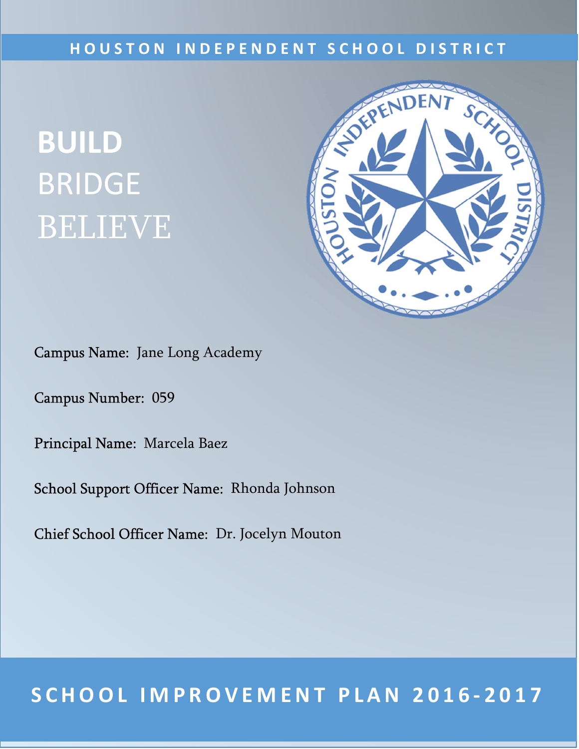HOUSTON INDEPENDENT SCHOOL DISTRICT

# BUILD
# BRIDGE
# BELIEVE

Campus Name: Jane Long Academy

Campus Number: 059

Principal Name: Marcela Baez

School Support Officer Name: Rhonda Johnson

Chief School Officer Name: Dr. Jocelyn Mouton

## SCHOOL IMPROVEMENT PLAN 2016-2017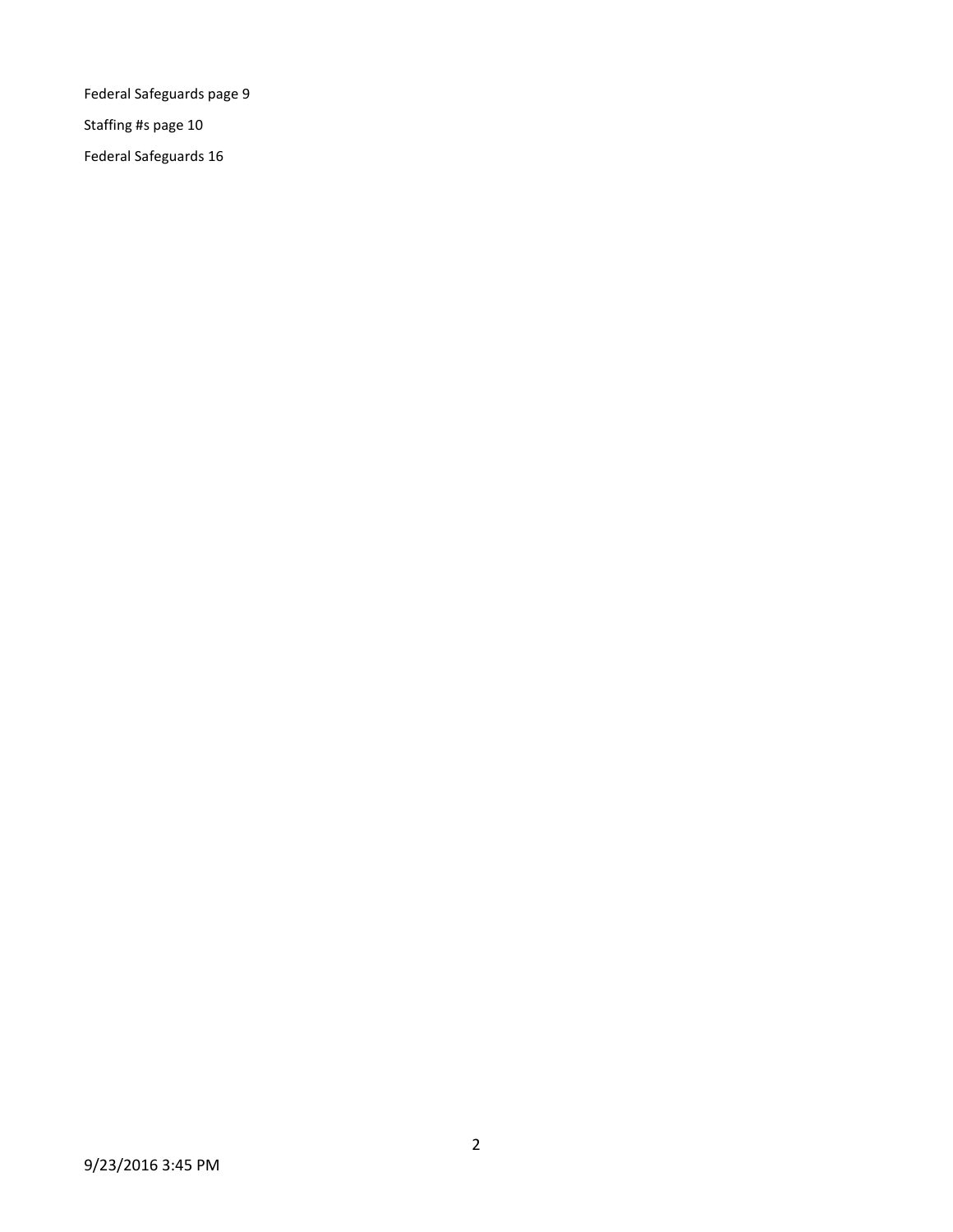Federal Safeguards page 9

Staffing #s page 10

Federal Safeguards 16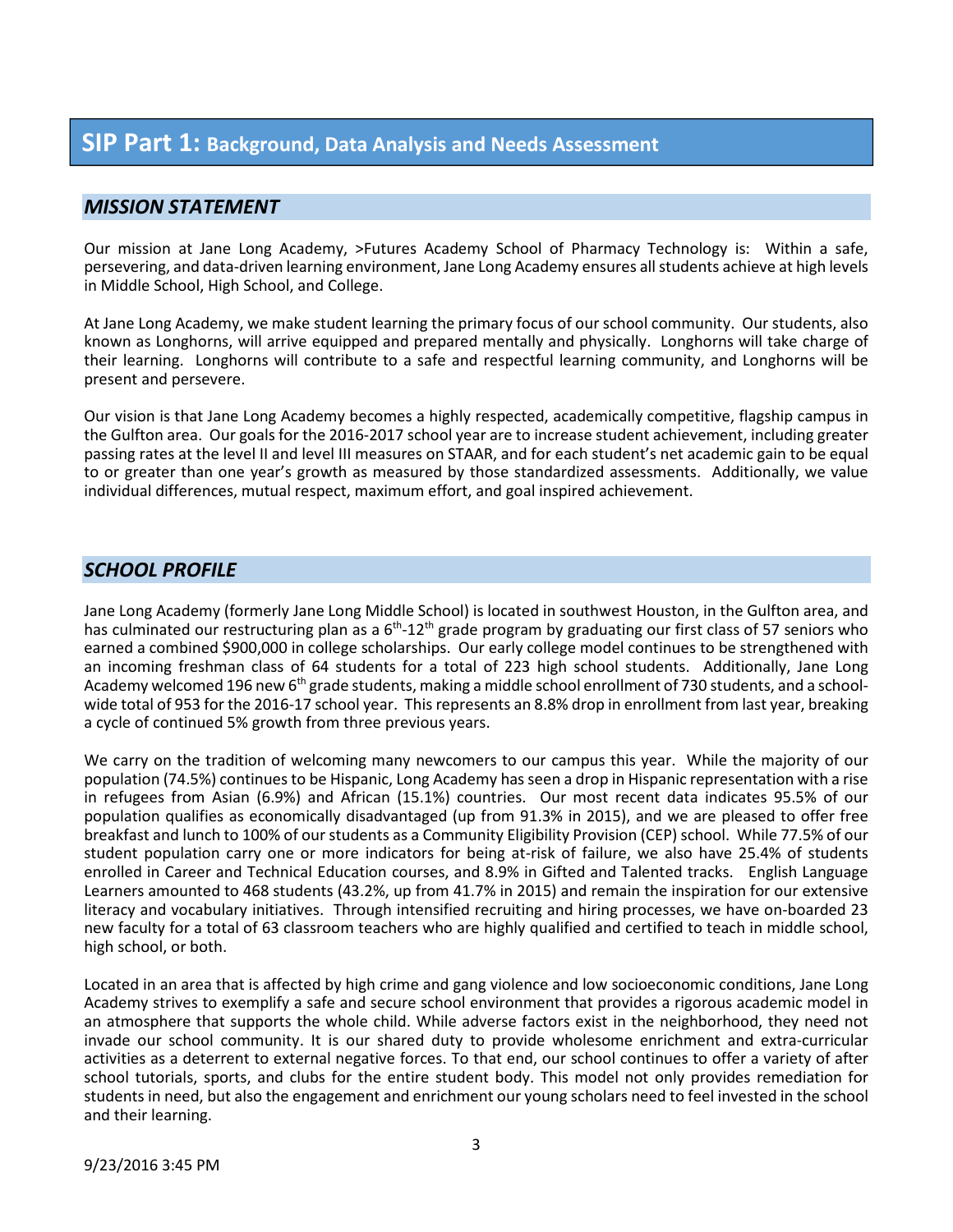# SIP Part 1: Background, Data Analysis and Needs Assessment

## *MISSION STATEMENT*

Our mission at Jane Long Academy, >Futures Academy School of Pharmacy Technology is: Within a safe, persevering, and data-driven learning environment, Jane Long Academy ensures all students achieve at high levels in Middle School, High School, and College.

At Jane Long Academy, we make student learning the primary focus of our school community. Our students, also known as Longhorns, will arrive equipped and prepared mentally and physically. Longhorns will take charge of their learning. Longhorns will contribute to a safe and respectful learning community, and Longhorns will be present and persevere.

Our vision is that Jane Long Academy becomes a highly respected, academically competitive, flagship campus in the Gulfton area. Our goals for the 2016-2017 school year are to increase student achievement, including greater passing rates at the level II and level III measures on STAAR, and for each student's net academic gain to be equal to or greater than one year's growth as measured by those standardized assessments. Additionally, we value individual differences, mutual respect, maximum effort, and goal inspired achievement.

## *SCHOOL PROFILE*

Jane Long Academy (formerly Jane Long Middle School) is located in southwest Houston, in the Gulfton area, and has culminated our restructuring plan as a 6th-12th grade program by graduating our first class of 57 seniors who earned a combined $900,000 in college scholarships. Our early college model continues to be strengthened with an incoming freshman class of 64 students for a total of 223 high school students. Additionally, Jane Long Academy welcomed 196 new 6th grade students, making a middle school enrollment of 730 students, and a school-wide total of 953 for the 2016-17 school year. This represents an 8.8% drop in enrollment from last year, breaking a cycle of continued 5% growth from three previous years.

We carry on the tradition of welcoming many newcomers to our campus this year. While the majority of our population (74.5%) continues to be Hispanic, Long Academy has seen a drop in Hispanic representation with a rise in refugees from Asian (6.9%) and African (15.1%) countries. Our most recent data indicates 95.5% of our population qualifies as economically disadvantaged (up from 91.3% in 2015), and we are pleased to offer free breakfast and lunch to 100% of our students as a Community Eligibility Provision (CEP) school. While 77.5% of our student population carry one or more indicators for being at-risk of failure, we also have 25.4% of students enrolled in Career and Technical Education courses, and 8.9% in Gifted and Talented tracks. English Language Learners amounted to 468 students (43.2%, up from 41.7% in 2015) and remain the inspiration for our extensive literacy and vocabulary initiatives. Through intensified recruiting and hiring processes, we have on-boarded 23 new faculty for a total of 63 classroom teachers who are highly qualified and certified to teach in middle school, high school, or both.

Located in an area that is affected by high crime and gang violence and low socioeconomic conditions, Jane Long Academy strives to exemplify a safe and secure school environment that provides a rigorous academic model in an atmosphere that supports the whole child. While adverse factors exist in the neighborhood, they need not invade our school community. It is our shared duty to provide wholesome enrichment and extra-curricular activities as a deterrent to external negative forces. To that end, our school continues to offer a variety of after school tutorials, sports, and clubs for the entire student body. This model not only provides remediation for students in need, but also the engagement and enrichment our young scholars need to feel invested in the school and their learning.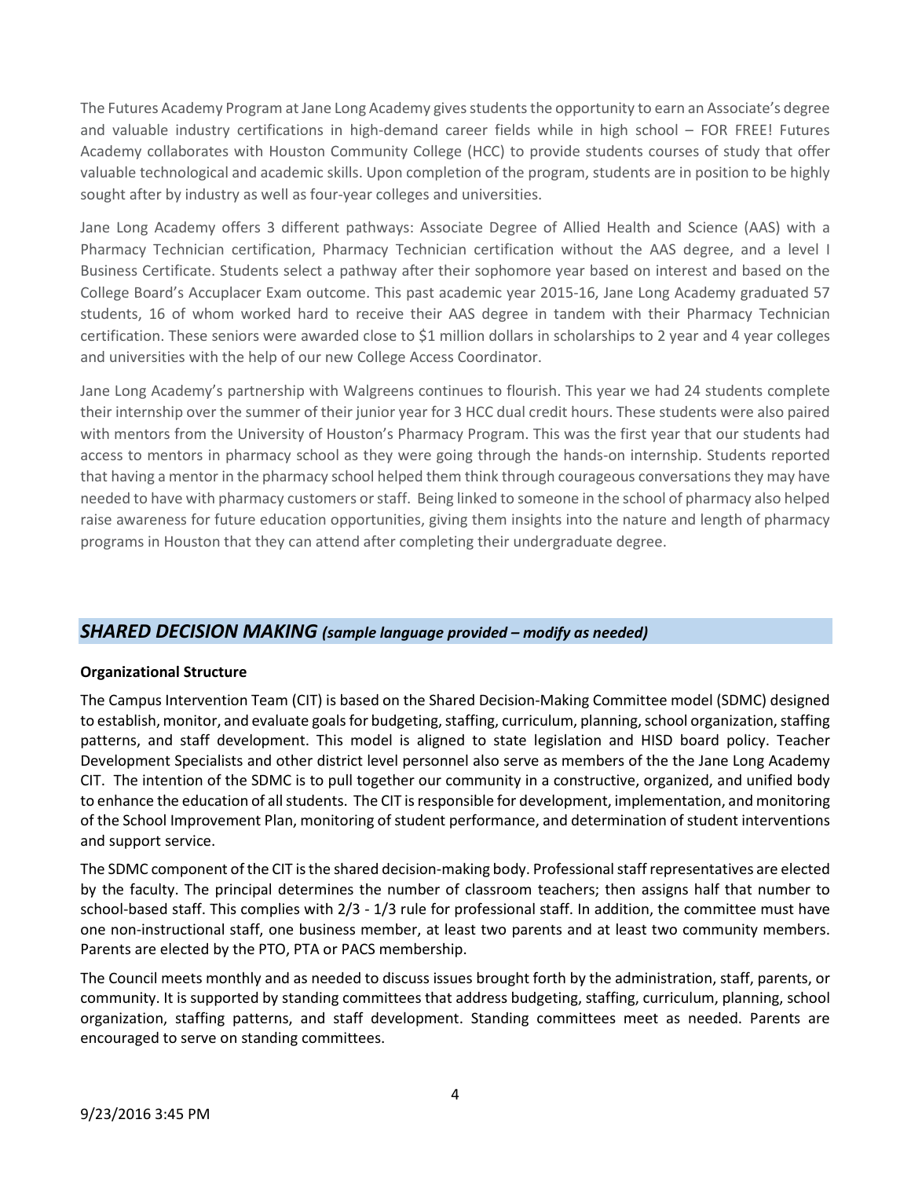The Futures Academy Program at Jane Long Academy gives students the opportunity to earn an Associate's degree and valuable industry certifications in high-demand career fields while in high school – FOR FREE! Futures Academy collaborates with Houston Community College (HCC) to provide students courses of study that offer valuable technological and academic skills. Upon completion of the program, students are in position to be highly sought after by industry as well as four-year colleges and universities.

Jane Long Academy offers 3 different pathways: Associate Degree of Allied Health and Science (AAS) with a Pharmacy Technician certification, Pharmacy Technician certification without the AAS degree, and a level I Business Certificate. Students select a pathway after their sophomore year based on interest and based on the College Board's Accuplacer Exam outcome. This past academic year 2015-16, Jane Long Academy graduated 57 students, 16 of whom worked hard to receive their AAS degree in tandem with their Pharmacy Technician certification. These seniors were awarded close to $1 million dollars in scholarships to 2 year and 4 year colleges and universities with the help of our new College Access Coordinator.

Jane Long Academy's partnership with Walgreens continues to flourish. This year we had 24 students complete their internship over the summer of their junior year for 3 HCC dual credit hours. These students were also paired with mentors from the University of Houston's Pharmacy Program. This was the first year that our students had access to mentors in pharmacy school as they were going through the hands-on internship. Students reported that having a mentor in the pharmacy school helped them think through courageous conversations they may have needed to have with pharmacy customers or staff. Being linked to someone in the school of pharmacy also helped raise awareness for future education opportunities, giving them insights into the nature and length of pharmacy programs in Houston that they can attend after completing their undergraduate degree.

## *SHARED DECISION MAKING (sample language provided – modify as needed)*

**Organizational Structure**

The Campus Intervention Team (CIT) is based on the Shared Decision-Making Committee model (SDMC) designed to establish, monitor, and evaluate goals for budgeting, staffing, curriculum, planning, school organization, staffing patterns, and staff development. This model is aligned to state legislation and HISD board policy. Teacher Development Specialists and other district level personnel also serve as members of the the Jane Long Academy CIT. The intention of the SDMC is to pull together our community in a constructive, organized, and unified body to enhance the education of all students. The CIT is responsible for development, implementation, and monitoring of the School Improvement Plan, monitoring of student performance, and determination of student interventions and support service.

The SDMC component of the CIT is the shared decision-making body. Professional staff representatives are elected by the faculty. The principal determines the number of classroom teachers; then assigns half that number to school-based staff. This complies with 2/3 - 1/3 rule for professional staff. In addition, the committee must have one non-instructional staff, one business member, at least two parents and at least two community members. Parents are elected by the PTO, PTA or PACS membership.

The Council meets monthly and as needed to discuss issues brought forth by the administration, staff, parents, or community. It is supported by standing committees that address budgeting, staffing, curriculum, planning, school organization, staffing patterns, and staff development. Standing committees meet as needed. Parents are encouraged to serve on standing committees.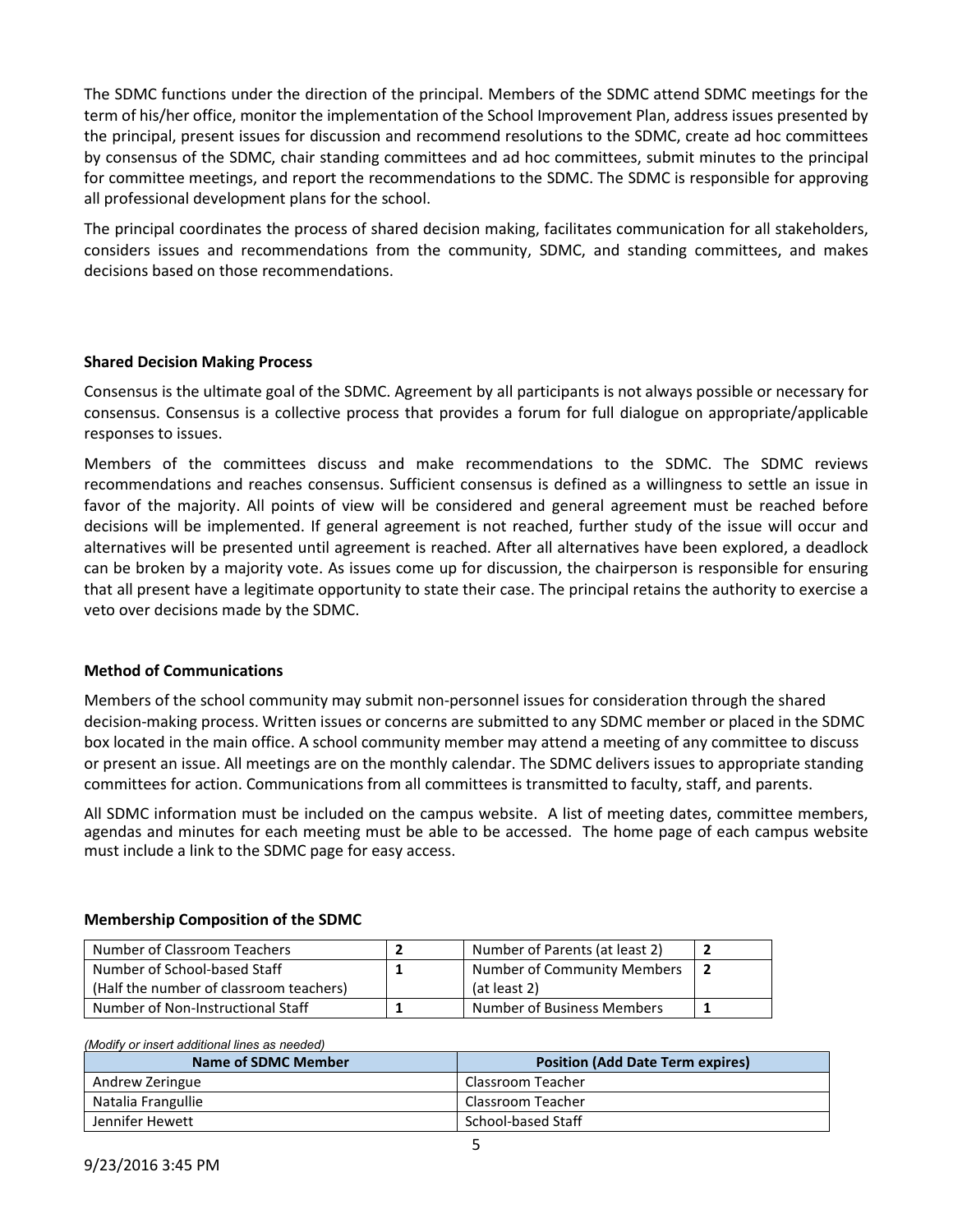The SDMC functions under the direction of the principal. Members of the SDMC attend SDMC meetings for the term of his/her office, monitor the implementation of the School Improvement Plan, address issues presented by the principal, present issues for discussion and recommend resolutions to the SDMC, create ad hoc committees by consensus of the SDMC, chair standing committees and ad hoc committees, submit minutes to the principal for committee meetings, and report the recommendations to the SDMC. The SDMC is responsible for approving all professional development plans for the school.

The principal coordinates the process of shared decision making, facilitates communication for all stakeholders, considers issues and recommendations from the community, SDMC, and standing committees, and makes decisions based on those recommendations.

**Shared Decision Making Process**

Consensus is the ultimate goal of the SDMC. Agreement by all participants is not always possible or necessary for consensus. Consensus is a collective process that provides a forum for full dialogue on appropriate/applicable responses to issues.

Members of the committees discuss and make recommendations to the SDMC. The SDMC reviews recommendations and reaches consensus. Sufficient consensus is defined as a willingness to settle an issue in favor of the majority. All points of view will be considered and general agreement must be reached before decisions will be implemented. If general agreement is not reached, further study of the issue will occur and alternatives will be presented until agreement is reached. After all alternatives have been explored, a deadlock can be broken by a majority vote. As issues come up for discussion, the chairperson is responsible for ensuring that all present have a legitimate opportunity to state their case. The principal retains the authority to exercise a veto over decisions made by the SDMC.

**Method of Communications**

Members of the school community may submit non-personnel issues for consideration through the shared decision-making process. Written issues or concerns are submitted to any SDMC member or placed in the SDMC box located in the main office. A school community member may attend a meeting of any committee to discuss or present an issue. All meetings are on the monthly calendar. The SDMC delivers issues to appropriate standing committees for action. Communications from all committees is transmitted to faculty, staff, and parents.

All SDMC information must be included on the campus website. A list of meeting dates, committee members, agendas and minutes for each meeting must be able to be accessed. The home page of each campus website must include a link to the SDMC page for easy access.

**Membership Composition of the SDMC**

| | | | |
|---|---|---|---|
| Number of Classroom Teachers | **2** | Number of Parents (at least 2) | **2** |
| Number of School-based Staff (Half the number of classroom teachers) | **1** | Number of Community Members (at least 2) | **2** |
| Number of Non-Instructional Staff | **1** | Number of Business Members | **1** |

*(Modify or insert additional lines as needed)*

| Name of SDMC Member | Position (Add Date Term expires) |
|---|---|
| Andrew Zeringue | Classroom Teacher |
| Natalia Frangullie | Classroom Teacher |
| Jennifer Hewett | School-based Staff |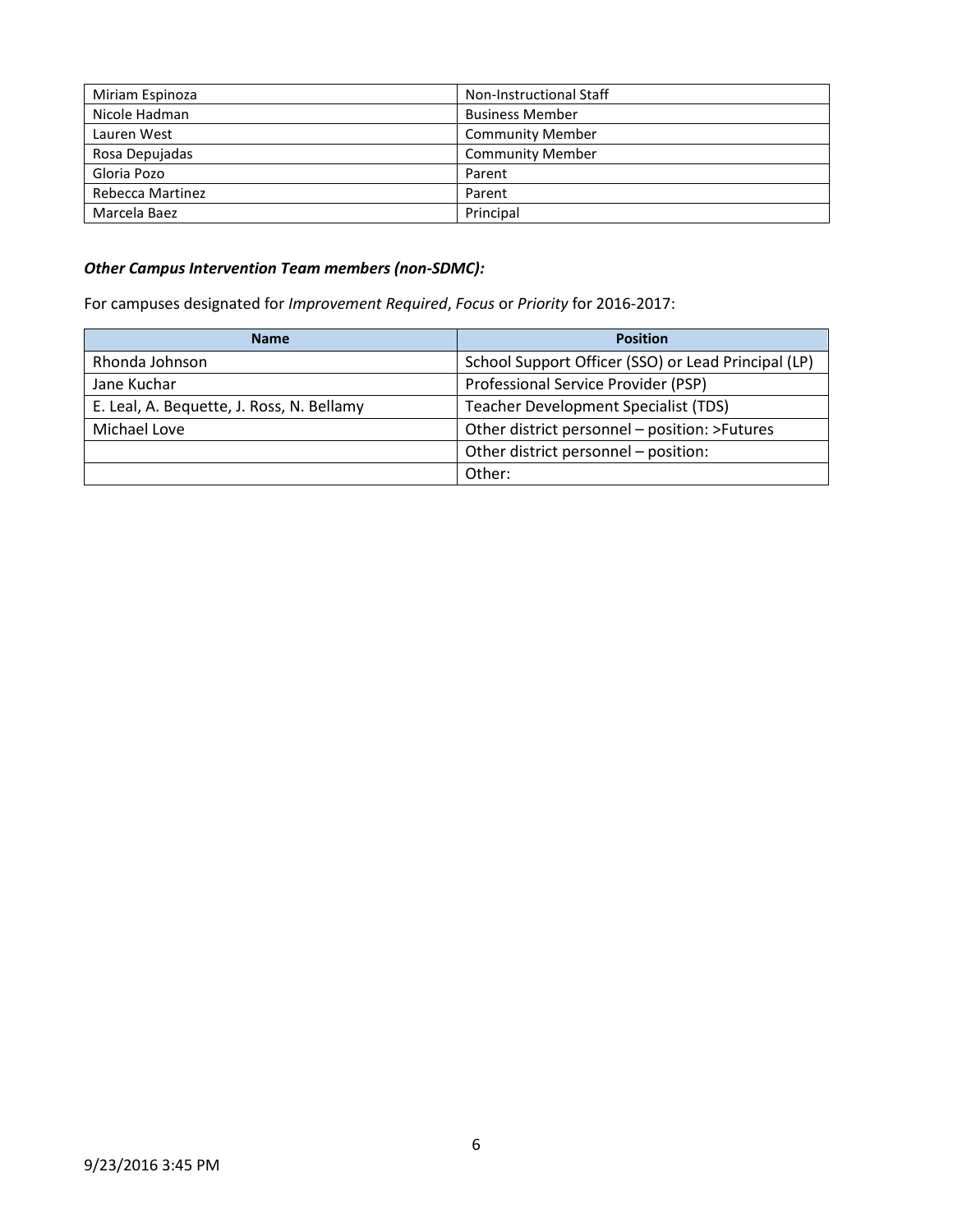| | |
|---|---|
| Miriam Espinoza | Non-Instructional Staff |
| Nicole Hadman | Business Member |
| Lauren West | Community Member |
| Rosa Depujadas | Community Member |
| Gloria Pozo | Parent |
| Rebecca Martinez | Parent |
| Marcela Baez | Principal |

***Other Campus Intervention Team members (non-SDMC):***

For campuses designated for *Improvement Required*, *Focus* or *Priority* for 2016-2017:

| Name | Position |
|---|---|
| Rhonda Johnson | School Support Officer (SSO) or Lead Principal (LP) |
| Jane Kuchar | Professional Service Provider (PSP) |
| E. Leal, A. Bequette, J. Ross, N. Bellamy | Teacher Development Specialist (TDS) |
| Michael Love | Other district personnel – position: >Futures |
| | Other district personnel – position: |
| | Other: |

9/23/2016 3:45 PM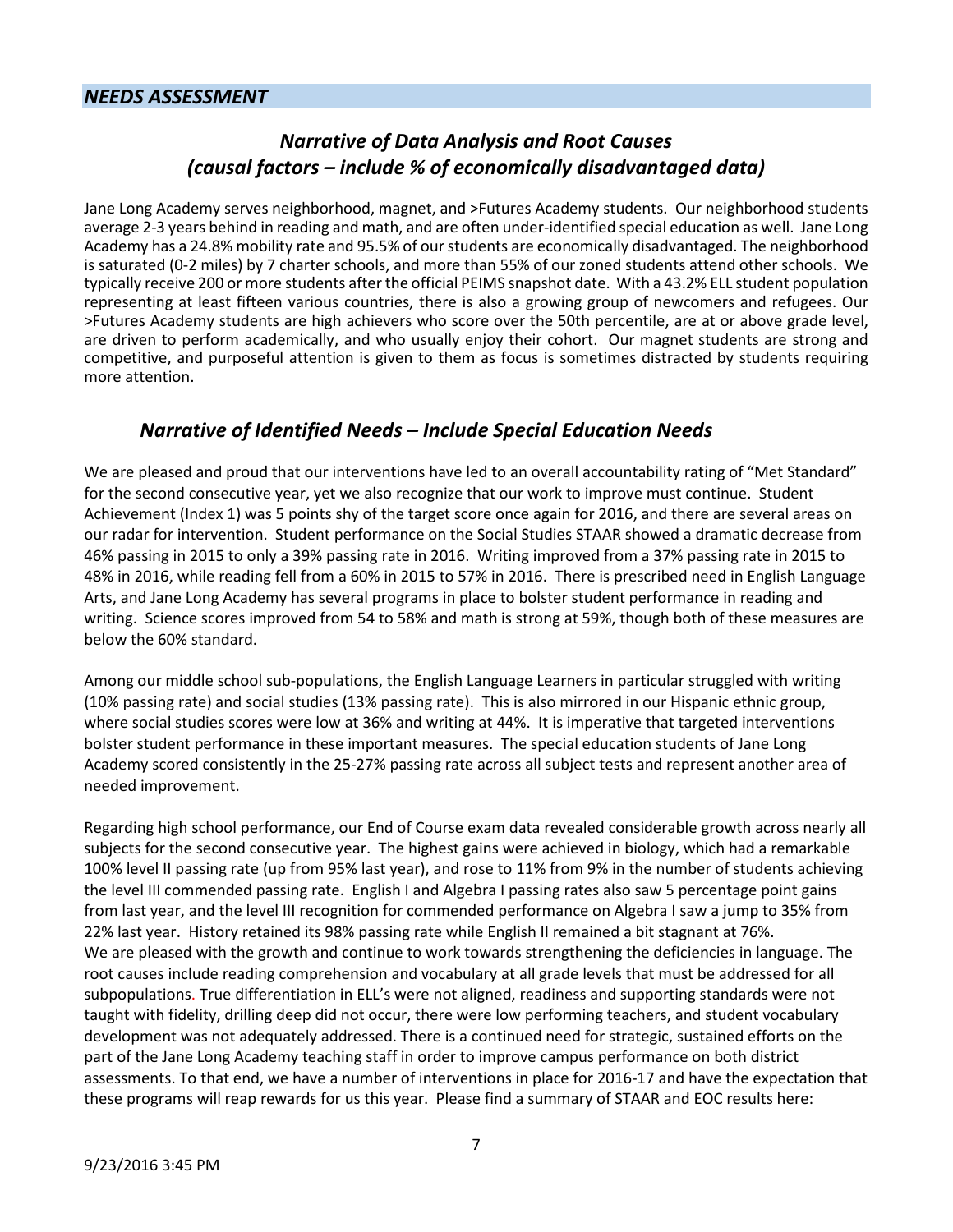## *NEEDS ASSESSMENT*

### *Narrative of Data Analysis and Root Causes (causal factors – include % of economically disadvantaged data)*

Jane Long Academy serves neighborhood, magnet, and >Futures Academy students. Our neighborhood students average 2-3 years behind in reading and math, and are often under-identified special education as well. Jane Long Academy has a 24.8% mobility rate and 95.5% of our students are economically disadvantaged. The neighborhood is saturated (0-2 miles) by 7 charter schools, and more than 55% of our zoned students attend other schools. We typically receive 200 or more students after the official PEIMS snapshot date. With a 43.2% ELL student population representing at least fifteen various countries, there is also a growing group of newcomers and refugees. Our >Futures Academy students are high achievers who score over the 50th percentile, are at or above grade level, are driven to perform academically, and who usually enjoy their cohort. Our magnet students are strong and competitive, and purposeful attention is given to them as focus is sometimes distracted by students requiring more attention.

### *Narrative of Identified Needs – Include Special Education Needs*

We are pleased and proud that our interventions have led to an overall accountability rating of "Met Standard" for the second consecutive year, yet we also recognize that our work to improve must continue. Student Achievement (Index 1) was 5 points shy of the target score once again for 2016, and there are several areas on our radar for intervention. Student performance on the Social Studies STAAR showed a dramatic decrease from 46% passing in 2015 to only a 39% passing rate in 2016. Writing improved from a 37% passing rate in 2015 to 48% in 2016, while reading fell from a 60% in 2015 to 57% in 2016. There is prescribed need in English Language Arts, and Jane Long Academy has several programs in place to bolster student performance in reading and writing. Science scores improved from 54 to 58% and math is strong at 59%, though both of these measures are below the 60% standard.

Among our middle school sub-populations, the English Language Learners in particular struggled with writing (10% passing rate) and social studies (13% passing rate). This is also mirrored in our Hispanic ethnic group, where social studies scores were low at 36% and writing at 44%. It is imperative that targeted interventions bolster student performance in these important measures. The special education students of Jane Long Academy scored consistently in the 25-27% passing rate across all subject tests and represent another area of needed improvement.

Regarding high school performance, our End of Course exam data revealed considerable growth across nearly all subjects for the second consecutive year. The highest gains were achieved in biology, which had a remarkable 100% level II passing rate (up from 95% last year), and rose to 11% from 9% in the number of students achieving the level III commended passing rate. English I and Algebra I passing rates also saw 5 percentage point gains from last year, and the level III recognition for commended performance on Algebra I saw a jump to 35% from 22% last year. History retained its 98% passing rate while English II remained a bit stagnant at 76%.
We are pleased with the growth and continue to work towards strengthening the deficiencies in language. The root causes include reading comprehension and vocabulary at all grade levels that must be addressed for all subpopulations. True differentiation in ELL's were not aligned, readiness and supporting standards were not taught with fidelity, drilling deep did not occur, there were low performing teachers, and student vocabulary development was not adequately addressed. There is a continued need for strategic, sustained efforts on the part of the Jane Long Academy teaching staff in order to improve campus performance on both district assessments. To that end, we have a number of interventions in place for 2016-17 and have the expectation that these programs will reap rewards for us this year. Please find a summary of STAAR and EOC results here: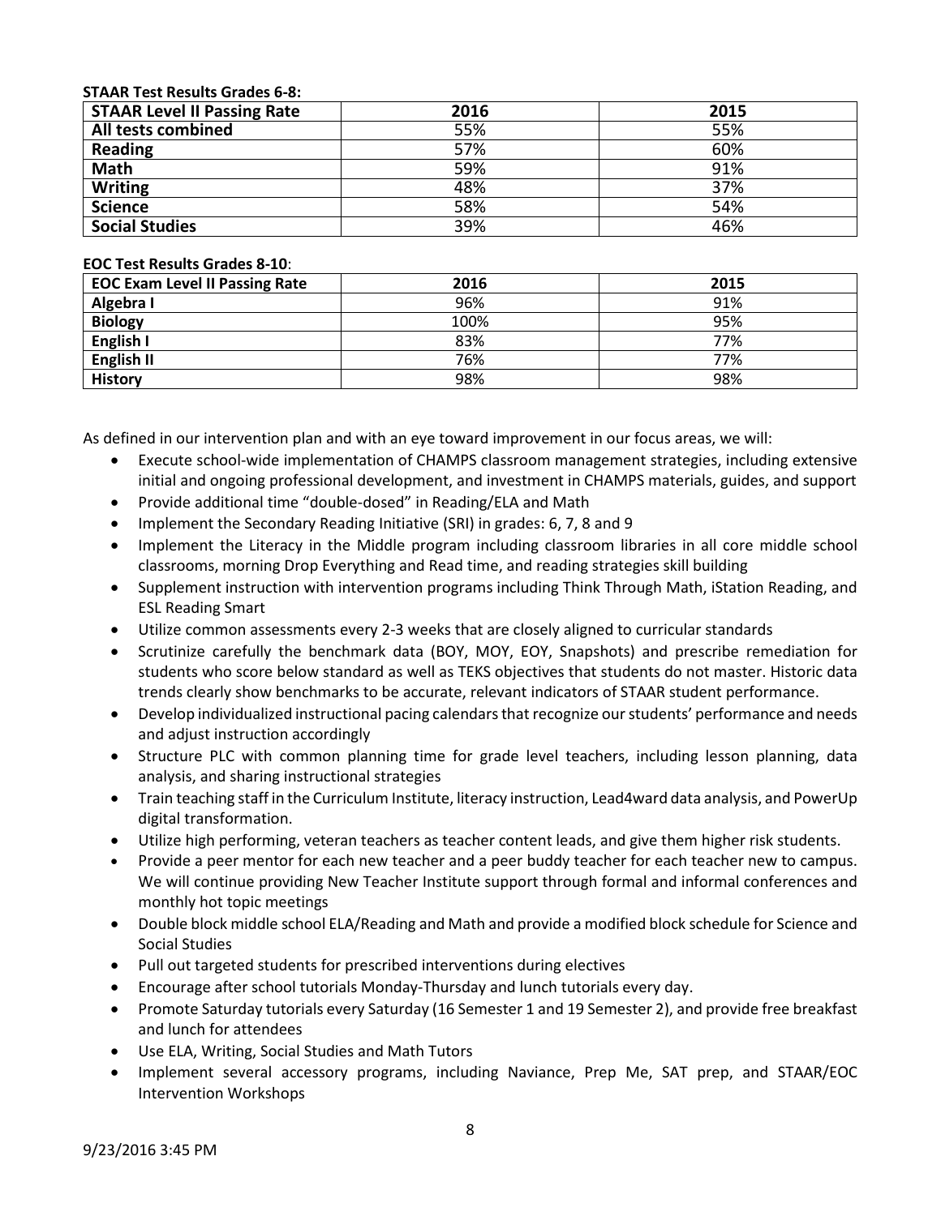**STAAR Test Results Grades 6-8:**

| STAAR Level II Passing Rate | 2016 | 2015 |
|---|---|---|
| **All tests combined** | 55% | 55% |
| **Reading** | 57% | 60% |
| **Math** | 59% | 91% |
| **Writing** | 48% | 37% |
| **Science** | 58% | 54% |
| **Social Studies** | 39% | 46% |

**EOC Test Results Grades 8-10**:

| EOC Exam Level II Passing Rate | 2016 | 2015 |
|---|---|---|
| **Algebra I** | 96% | 91% |
| **Biology** | 100% | 95% |
| **English I** | 83% | 77% |
| **English II** | 76% | 77% |
| **History** | 98% | 98% |

As defined in our intervention plan and with an eye toward improvement in our focus areas, we will:

- Execute school-wide implementation of CHAMPS classroom management strategies, including extensive initial and ongoing professional development, and investment in CHAMPS materials, guides, and support
- Provide additional time "double-dosed" in Reading/ELA and Math
- Implement the Secondary Reading Initiative (SRI) in grades: 6, 7, 8 and 9
- Implement the Literacy in the Middle program including classroom libraries in all core middle school classrooms, morning Drop Everything and Read time, and reading strategies skill building
- Supplement instruction with intervention programs including Think Through Math, iStation Reading, and ESL Reading Smart
- Utilize common assessments every 2-3 weeks that are closely aligned to curricular standards
- Scrutinize carefully the benchmark data (BOY, MOY, EOY, Snapshots) and prescribe remediation for students who score below standard as well as TEKS objectives that students do not master. Historic data trends clearly show benchmarks to be accurate, relevant indicators of STAAR student performance.
- Develop individualized instructional pacing calendars that recognize our students' performance and needs and adjust instruction accordingly
- Structure PLC with common planning time for grade level teachers, including lesson planning, data analysis, and sharing instructional strategies
- Train teaching staff in the Curriculum Institute, literacy instruction, Lead4ward data analysis, and PowerUp digital transformation.
- Utilize high performing, veteran teachers as teacher content leads, and give them higher risk students.
- Provide a peer mentor for each new teacher and a peer buddy teacher for each teacher new to campus. We will continue providing New Teacher Institute support through formal and informal conferences and monthly hot topic meetings
- Double block middle school ELA/Reading and Math and provide a modified block schedule for Science and Social Studies
- Pull out targeted students for prescribed interventions during electives
- Encourage after school tutorials Monday-Thursday and lunch tutorials every day.
- Promote Saturday tutorials every Saturday (16 Semester 1 and 19 Semester 2), and provide free breakfast and lunch for attendees
- Use ELA, Writing, Social Studies and Math Tutors
- Implement several accessory programs, including Naviance, Prep Me, SAT prep, and STAAR/EOC Intervention Workshops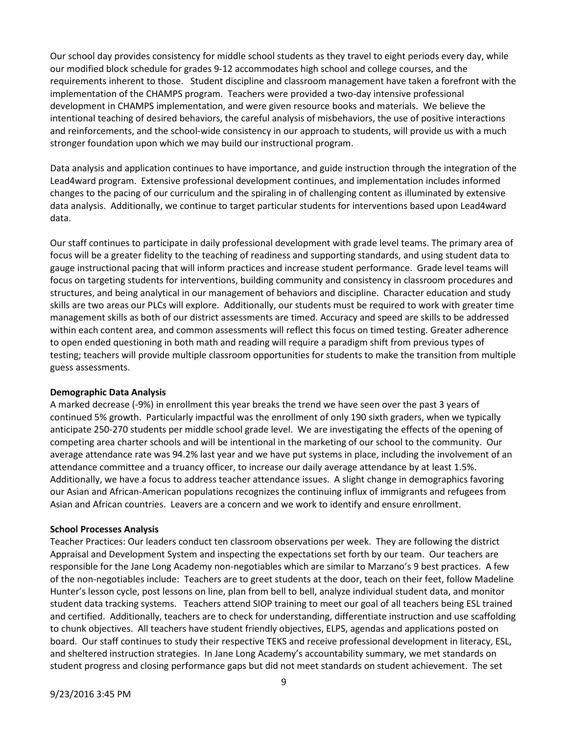Our school day provides consistency for middle school students as they travel to eight periods every day, while our modified block schedule for grades 9-12 accommodates high school and college courses, and the requirements inherent to those. Student discipline and classroom management have taken a forefront with the implementation of the CHAMPS program. Teachers were provided a two-day intensive professional development in CHAMPS implementation, and were given resource books and materials. We believe the intentional teaching of desired behaviors, the careful analysis of misbehaviors, the use of positive interactions and reinforcements, and the school-wide consistency in our approach to students, will provide us with a much stronger foundation upon which we may build our instructional program.

Data analysis and application continues to have importance, and guide instruction through the integration of the Lead4ward program. Extensive professional development continues, and implementation includes informed changes to the pacing of our curriculum and the spiraling in of challenging content as illuminated by extensive data analysis. Additionally, we continue to target particular students for interventions based upon Lead4ward data.

Our staff continues to participate in daily professional development with grade level teams. The primary area of focus will be a greater fidelity to the teaching of readiness and supporting standards, and using student data to gauge instructional pacing that will inform practices and increase student performance. Grade level teams will focus on targeting students for interventions, building community and consistency in classroom procedures and structures, and being analytical in our management of behaviors and discipline. Character education and study skills are two areas our PLCs will explore. Additionally, our students must be required to work with greater time management skills as both of our district assessments are timed. Accuracy and speed are skills to be addressed within each content area, and common assessments will reflect this focus on timed testing. Greater adherence to open ended questioning in both math and reading will require a paradigm shift from previous types of testing; teachers will provide multiple classroom opportunities for students to make the transition from multiple guess assessments.

**Demographic Data Analysis**

A marked decrease (-9%) in enrollment this year breaks the trend we have seen over the past 3 years of continued 5% growth. Particularly impactful was the enrollment of only 190 sixth graders, when we typically anticipate 250-270 students per middle school grade level. We are investigating the effects of the opening of competing area charter schools and will be intentional in the marketing of our school to the community. Our average attendance rate was 94.2% last year and we have put systems in place, including the involvement of an attendance committee and a truancy officer, to increase our daily average attendance by at least 1.5%. Additionally, we have a focus to address teacher attendance issues. A slight change in demographics favoring our Asian and African-American populations recognizes the continuing influx of immigrants and refugees from Asian and African countries. Leavers are a concern and we work to identify and ensure enrollment.

**School Processes Analysis**

Teacher Practices: Our leaders conduct ten classroom observations per week. They are following the district Appraisal and Development System and inspecting the expectations set forth by our team. Our teachers are responsible for the Jane Long Academy non-negotiables which are similar to Marzano's 9 best practices. A few of the non-negotiables include: Teachers are to greet students at the door, teach on their feet, follow Madeline Hunter's lesson cycle, post lessons on line, plan from bell to bell, analyze individual student data, and monitor student data tracking systems. Teachers attend SIOP training to meet our goal of all teachers being ESL trained and certified. Additionally, teachers are to check for understanding, differentiate instruction and use scaffolding to chunk objectives. All teachers have student friendly objectives, ELPS, agendas and applications posted on board. Our staff continues to study their respective TEKS and receive professional development in literacy, ESL, and sheltered instruction strategies. In Jane Long Academy's accountability summary, we met standards on student progress and closing performance gaps but did not meet standards on student achievement. The set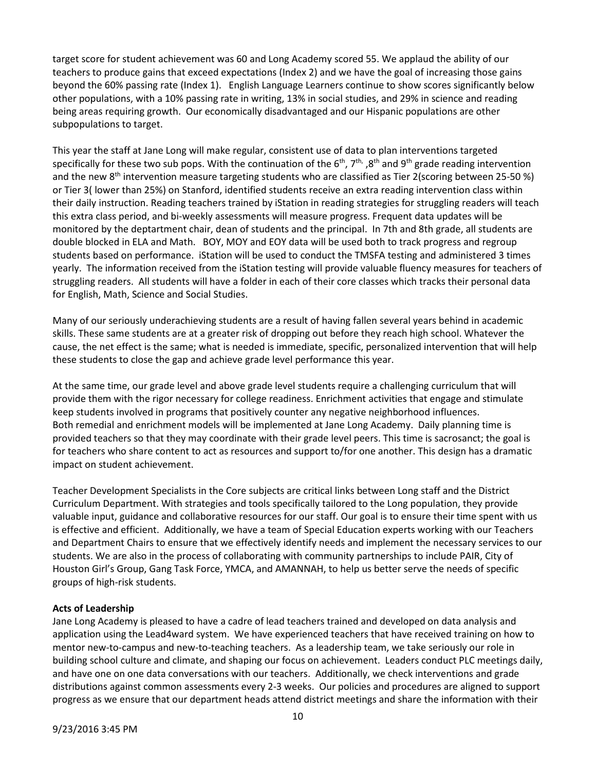target score for student achievement was 60 and Long Academy scored 55. We applaud the ability of our teachers to produce gains that exceed expectations (Index 2) and we have the goal of increasing those gains beyond the 60% passing rate (Index 1). English Language Learners continue to show scores significantly below other populations, with a 10% passing rate in writing, 13% in social studies, and 29% in science and reading being areas requiring growth. Our economically disadvantaged and our Hispanic populations are other subpopulations to target.

This year the staff at Jane Long will make regular, consistent use of data to plan interventions targeted specifically for these two sub pops. With the continuation of the 6th, 7th, ,8th and 9th grade reading intervention and the new 8th intervention measure targeting students who are classified as Tier 2(scoring between 25-50 %) or Tier 3( lower than 25%) on Stanford, identified students receive an extra reading intervention class within their daily instruction. Reading teachers trained by iStation in reading strategies for struggling readers will teach this extra class period, and bi-weekly assessments will measure progress. Frequent data updates will be monitored by the deptartment chair, dean of students and the principal. In 7th and 8th grade, all students are double blocked in ELA and Math. BOY, MOY and EOY data will be used both to track progress and regroup students based on performance. iStation will be used to conduct the TMSFA testing and administered 3 times yearly. The information received from the iStation testing will provide valuable fluency measures for teachers of struggling readers. All students will have a folder in each of their core classes which tracks their personal data for English, Math, Science and Social Studies.

Many of our seriously underachieving students are a result of having fallen several years behind in academic skills. These same students are at a greater risk of dropping out before they reach high school. Whatever the cause, the net effect is the same; what is needed is immediate, specific, personalized intervention that will help these students to close the gap and achieve grade level performance this year.

At the same time, our grade level and above grade level students require a challenging curriculum that will provide them with the rigor necessary for college readiness. Enrichment activities that engage and stimulate keep students involved in programs that positively counter any negative neighborhood influences. Both remedial and enrichment models will be implemented at Jane Long Academy. Daily planning time is provided teachers so that they may coordinate with their grade level peers. This time is sacrosanct; the goal is for teachers who share content to act as resources and support to/for one another. This design has a dramatic impact on student achievement.

Teacher Development Specialists in the Core subjects are critical links between Long staff and the District Curriculum Department. With strategies and tools specifically tailored to the Long population, they provide valuable input, guidance and collaborative resources for our staff. Our goal is to ensure their time spent with us is effective and efficient. Additionally, we have a team of Special Education experts working with our Teachers and Department Chairs to ensure that we effectively identify needs and implement the necessary services to our students. We are also in the process of collaborating with community partnerships to include PAIR, City of Houston Girl's Group, Gang Task Force, YMCA, and AMANNAH, to help us better serve the needs of specific groups of high-risk students.

**Acts of Leadership**

Jane Long Academy is pleased to have a cadre of lead teachers trained and developed on data analysis and application using the Lead4ward system. We have experienced teachers that have received training on how to mentor new-to-campus and new-to-teaching teachers. As a leadership team, we take seriously our role in building school culture and climate, and shaping our focus on achievement. Leaders conduct PLC meetings daily, and have one on one data conversations with our teachers. Additionally, we check interventions and grade distributions against common assessments every 2-3 weeks. Our policies and procedures are aligned to support progress as we ensure that our department heads attend district meetings and share the information with their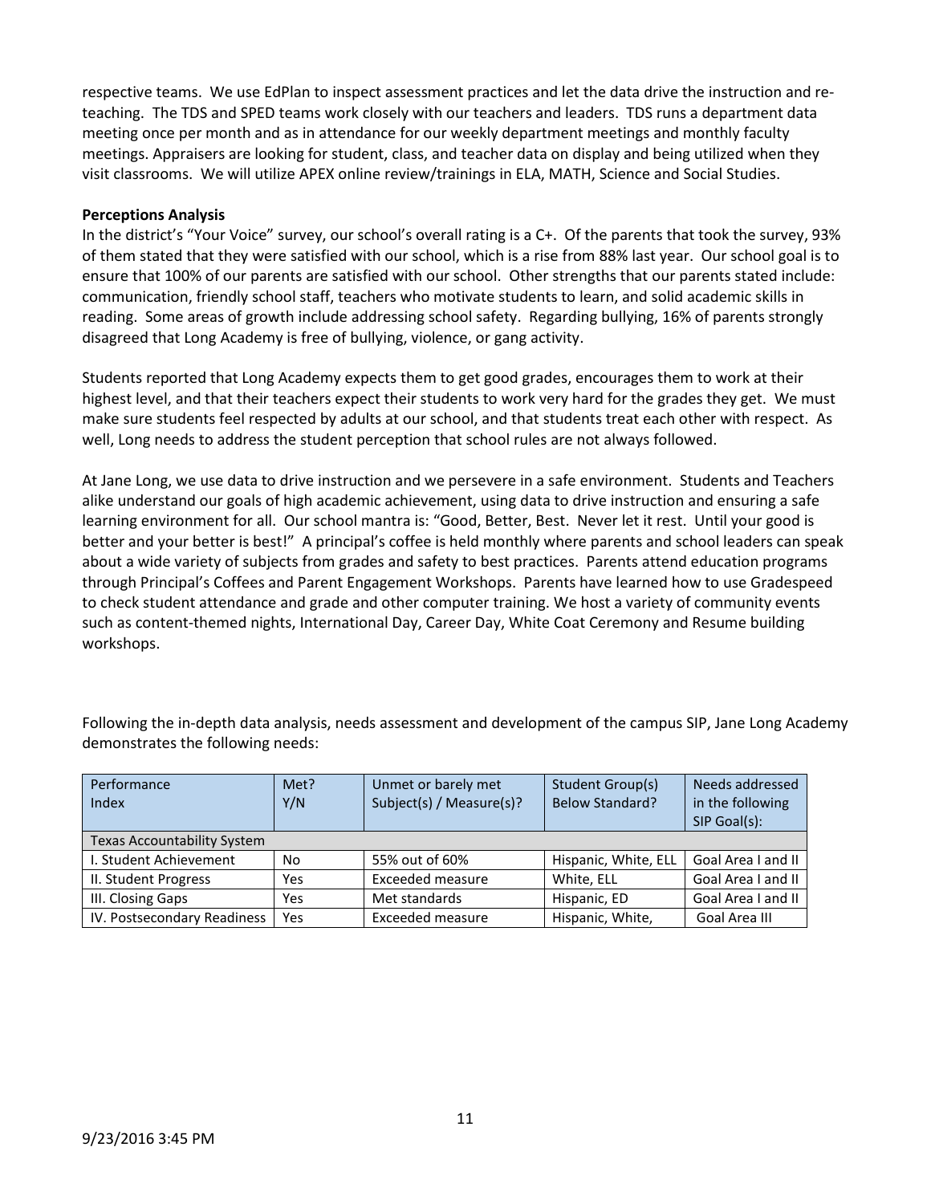respective teams. We use EdPlan to inspect assessment practices and let the data drive the instruction and re-teaching. The TDS and SPED teams work closely with our teachers and leaders. TDS runs a department data meeting once per month and as in attendance for our weekly department meetings and monthly faculty meetings. Appraisers are looking for student, class, and teacher data on display and being utilized when they visit classrooms. We will utilize APEX online review/trainings in ELA, MATH, Science and Social Studies.

**Perceptions Analysis**

In the district's "Your Voice" survey, our school's overall rating is a C+. Of the parents that took the survey, 93% of them stated that they were satisfied with our school, which is a rise from 88% last year. Our school goal is to ensure that 100% of our parents are satisfied with our school. Other strengths that our parents stated include: communication, friendly school staff, teachers who motivate students to learn, and solid academic skills in reading. Some areas of growth include addressing school safety. Regarding bullying, 16% of parents strongly disagreed that Long Academy is free of bullying, violence, or gang activity.

Students reported that Long Academy expects them to get good grades, encourages them to work at their highest level, and that their teachers expect their students to work very hard for the grades they get. We must make sure students feel respected by adults at our school, and that students treat each other with respect. As well, Long needs to address the student perception that school rules are not always followed.

At Jane Long, we use data to drive instruction and we persevere in a safe environment. Students and Teachers alike understand our goals of high academic achievement, using data to drive instruction and ensuring a safe learning environment for all. Our school mantra is: "Good, Better, Best. Never let it rest. Until your good is better and your better is best!" A principal's coffee is held monthly where parents and school leaders can speak about a wide variety of subjects from grades and safety to best practices. Parents attend education programs through Principal's Coffees and Parent Engagement Workshops. Parents have learned how to use Gradespeed to check student attendance and grade and other computer training. We host a variety of community events such as content-themed nights, International Day, Career Day, White Coat Ceremony and Resume building workshops.

Following the in-depth data analysis, needs assessment and development of the campus SIP, Jane Long Academy demonstrates the following needs:

| Performance Index | Met? Y/N | Unmet or barely met Subject(s) / Measure(s)? | Student Group(s) Below Standard? | Needs addressed in the following SIP Goal(s): |
|---|---|---|---|---|
| Texas Accountability System | | | | |
| I. Student Achievement | No | 55% out of 60% | Hispanic, White, ELL | Goal Area I and II |
| II. Student Progress | Yes | Exceeded measure | White, ELL | Goal Area I and II |
| III. Closing Gaps | Yes | Met standards | Hispanic, ED | Goal Area I and II |
| IV. Postsecondary Readiness | Yes | Exceeded measure | Hispanic, White, | Goal Area III |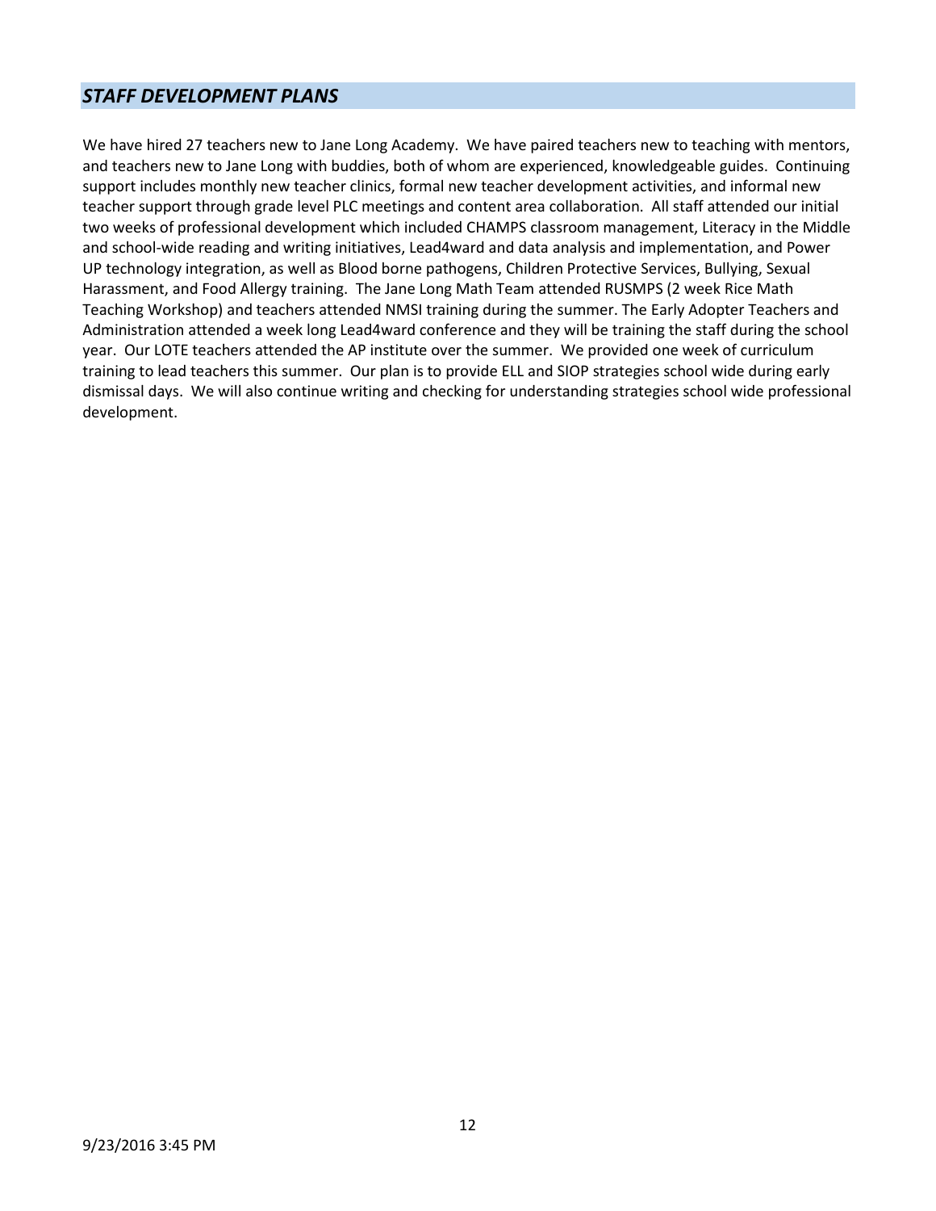## *STAFF DEVELOPMENT PLANS*

We have hired 27 teachers new to Jane Long Academy. We have paired teachers new to teaching with mentors, and teachers new to Jane Long with buddies, both of whom are experienced, knowledgeable guides. Continuing support includes monthly new teacher clinics, formal new teacher development activities, and informal new teacher support through grade level PLC meetings and content area collaboration. All staff attended our initial two weeks of professional development which included CHAMPS classroom management, Literacy in the Middle and school-wide reading and writing initiatives, Lead4ward and data analysis and implementation, and Power UP technology integration, as well as Blood borne pathogens, Children Protective Services, Bullying, Sexual Harassment, and Food Allergy training. The Jane Long Math Team attended RUSMPS (2 week Rice Math Teaching Workshop) and teachers attended NMSI training during the summer. The Early Adopter Teachers and Administration attended a week long Lead4ward conference and they will be training the staff during the school year. Our LOTE teachers attended the AP institute over the summer. We provided one week of curriculum training to lead teachers this summer. Our plan is to provide ELL and SIOP strategies school wide during early dismissal days. We will also continue writing and checking for understanding strategies school wide professional development.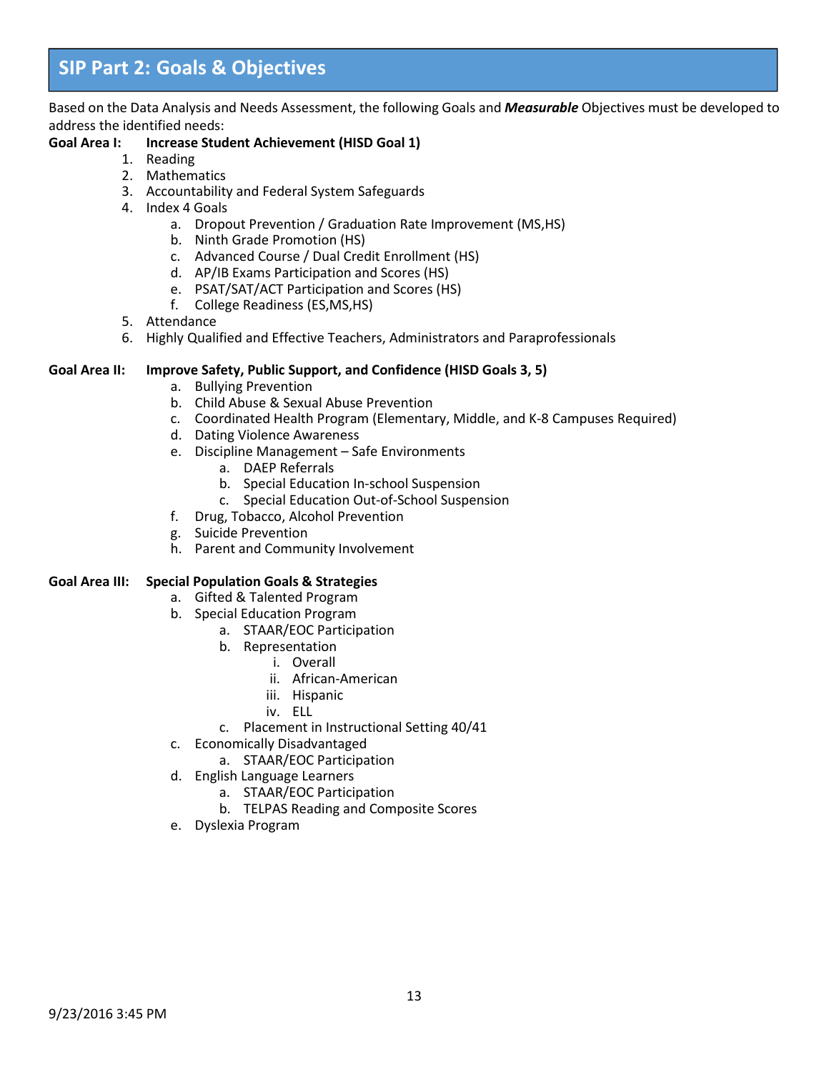## SIP Part 2: Goals & Objectives

Based on the Data Analysis and Needs Assessment, the following Goals and ***Measurable*** Objectives must be developed to address the identified needs:

**Goal Area I: Increase Student Achievement (HISD Goal 1)**

1. Reading
2. Mathematics
3. Accountability and Federal System Safeguards
4. Index 4 Goals
    a. Dropout Prevention / Graduation Rate Improvement (MS,HS)
    b. Ninth Grade Promotion (HS)
    c. Advanced Course / Dual Credit Enrollment (HS)
    d. AP/IB Exams Participation and Scores (HS)
    e. PSAT/SAT/ACT Participation and Scores (HS)
    f. College Readiness (ES,MS,HS)
5. Attendance
6. Highly Qualified and Effective Teachers, Administrators and Paraprofessionals

**Goal Area II: Improve Safety, Public Support, and Confidence (HISD Goals 3, 5)**

a. Bullying Prevention
b. Child Abuse & Sexual Abuse Prevention
c. Coordinated Health Program (Elementary, Middle, and K-8 Campuses Required)
d. Dating Violence Awareness
e. Discipline Management – Safe Environments
    a. DAEP Referrals
    b. Special Education In-school Suspension
    c. Special Education Out-of-School Suspension
f. Drug, Tobacco, Alcohol Prevention
g. Suicide Prevention
h. Parent and Community Involvement

**Goal Area III: Special Population Goals & Strategies**

a. Gifted & Talented Program
b. Special Education Program
    a. STAAR/EOC Participation
    b. Representation
        i. Overall
        ii. African-American
        iii. Hispanic
        iv. ELL
    c. Placement in Instructional Setting 40/41
c. Economically Disadvantaged
    a. STAAR/EOC Participation
d. English Language Learners
    a. STAAR/EOC Participation
    b. TELPAS Reading and Composite Scores
e. Dyslexia Program

9/23/2016 3:45 PM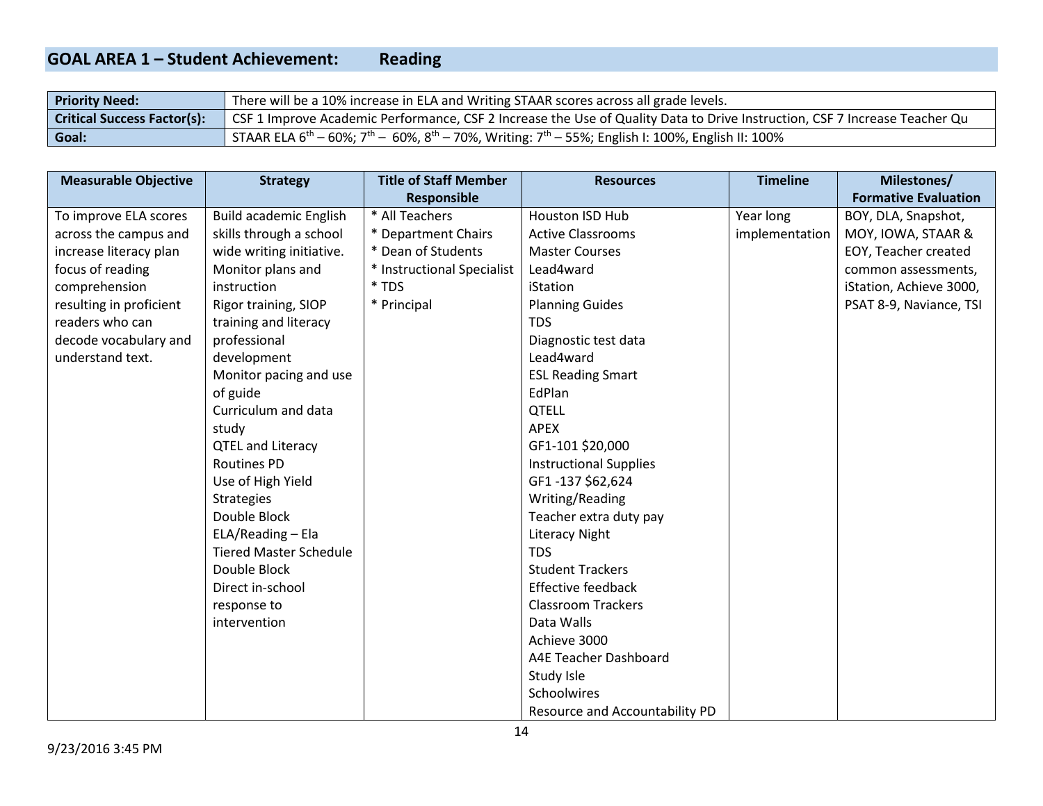## GOAL AREA 1 – Student Achievement: Reading

| | |
|---|---|
| **Priority Need:** | There will be a 10% increase in ELA and Writing STAAR scores across all grade levels. |
| **Critical Success Factor(s):** | CSF 1 Improve Academic Performance, CSF 2 Increase the Use of Quality Data to Drive Instruction, CSF 7 Increase Teacher Qu |
| **Goal:** | STAAR ELA 6th – 60%; 7th – 60%, 8th – 70%, Writing: 7th – 55%; English I: 100%, English II: 100% |

| Measurable Objective | Strategy | Title of Staff Member Responsible | Resources | Timeline | Milestones/ Formative Evaluation |
|---|---|---|---|---|---|
| To improve ELA scores across the campus and increase literacy plan focus of reading comprehension resulting in proficient readers who can decode vocabulary and understand text. | Build academic English skills through a school wide writing initiative.<br>Monitor plans and instruction<br>Rigor training, SIOP training and literacy professional development<br>Monitor pacing and use of guide<br>Curriculum and data study<br>QTEL and Literacy Routines PD<br>Use of High Yield Strategies<br>Double Block ELA/Reading – Ela<br>Tiered Master Schedule<br>Double Block<br>Direct in-school response to intervention | * All Teachers<br>* Department Chairs<br>* Dean of Students<br>* Instructional Specialist<br>* TDS<br>* Principal | Houston ISD Hub<br>Active Classrooms<br>Master Courses<br>Lead4ward<br>iStation<br>Planning Guides<br>TDS<br>Diagnostic test data<br>Lead4ward<br>ESL Reading Smart<br>EdPlan<br>QTELL<br>APEX<br>GF1-101 $20,000<br>Instructional Supplies<br>GF1 -137 $62,624<br>Writing/Reading<br>Teacher extra duty pay<br>Literacy Night<br>TDS<br>Student Trackers<br>Effective feedback<br>Classroom Trackers<br>Data Walls<br>Achieve 3000<br>A4E Teacher Dashboard<br>Study Isle<br>Schoolwires<br>Resource and Accountability PD | Year long implementation | BOY, DLA, Snapshot, MOY, IOWA, STAAR & EOY, Teacher created common assessments, iStation, Achieve 3000, PSAT 8-9, Naviance, TSI |

9/23/2016 3:45 PM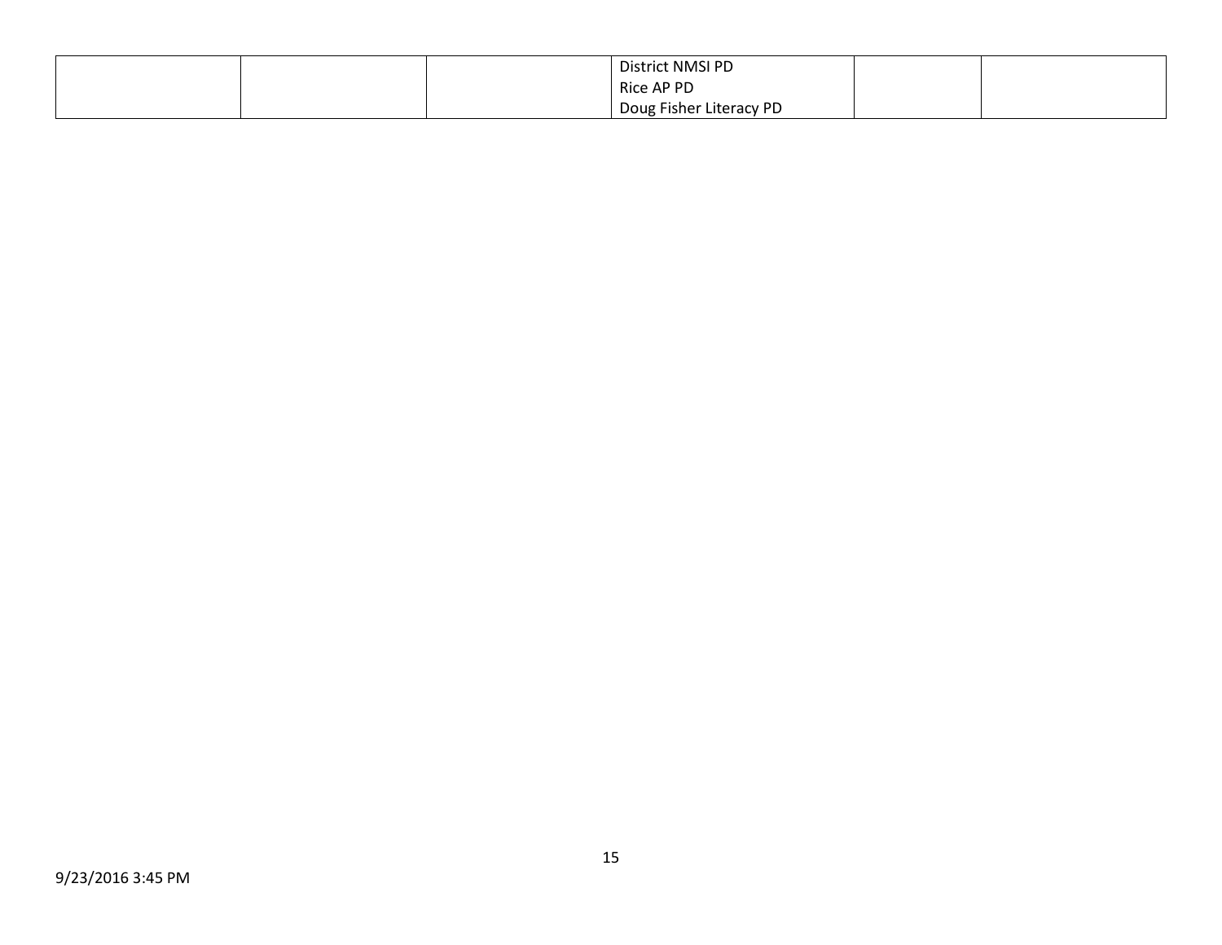| | | | | | |
|---|---|---|---|---|---|
| | | | District NMSI PD<br>Rice AP PD<br>Doug Fisher Literacy PD | | |

9/23/2016 3:45 PM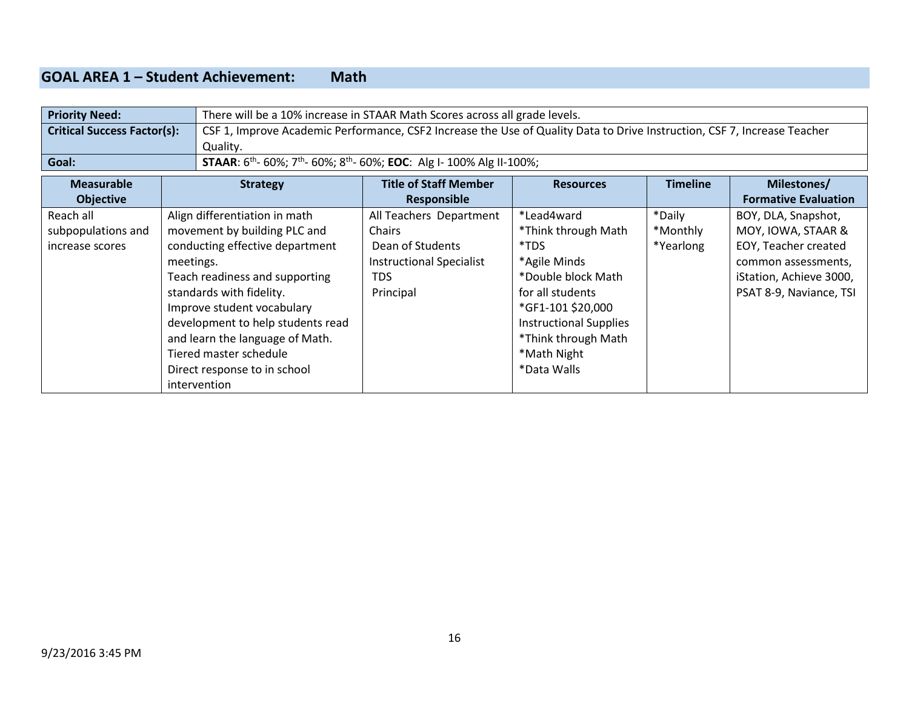## GOAL AREA 1 – Student Achievement: Math

| | |
|---|---|
| **Priority Need:** | There will be a 10% increase in STAAR Math Scores across all grade levels. |
| **Critical Success Factor(s):** | CSF 1, Improve Academic Performance, CSF2 Increase the Use of Quality Data to Drive Instruction, CSF 7, Increase Teacher Quality. |
| **Goal:** | **STAAR**: $6^{th}$- 60%; $7^{th}$- 60%; $8^{th}$- 60%; **EOC**: Alg I- 100% Alg II-100%; |

| Measurable Objective | Strategy | Title of Staff Member Responsible | Resources | Timeline | Milestones/ Formative Evaluation |
|---|---|---|---|---|---|
| Reach all subpopulations and increase scores | Align differentiation in math movement by building PLC and conducting effective department meetings.<br>Teach readiness and supporting standards with fidelity.<br>Improve student vocabulary development to help students read and learn the language of Math.<br>Tiered master schedule<br>Direct response to in school intervention | All Teachers Department Chairs<br>Dean of Students<br>Instructional Specialist<br>TDS<br>Principal | *Lead4ward<br>*Think through Math<br>*TDS<br>*Agile Minds<br>*Double block Math for all students<br>*GF1-101 $20,000 Instructional Supplies<br>*Think through Math<br>*Math Night<br>*Data Walls | *Daily<br>*Monthly<br>*Yearlong | BOY, DLA, Snapshot, MOY, IOWA, STAAR & EOY, Teacher created common assessments, iStation, Achieve 3000, PSAT 8-9, Naviance, TSI |

9/23/2016 3:45 PM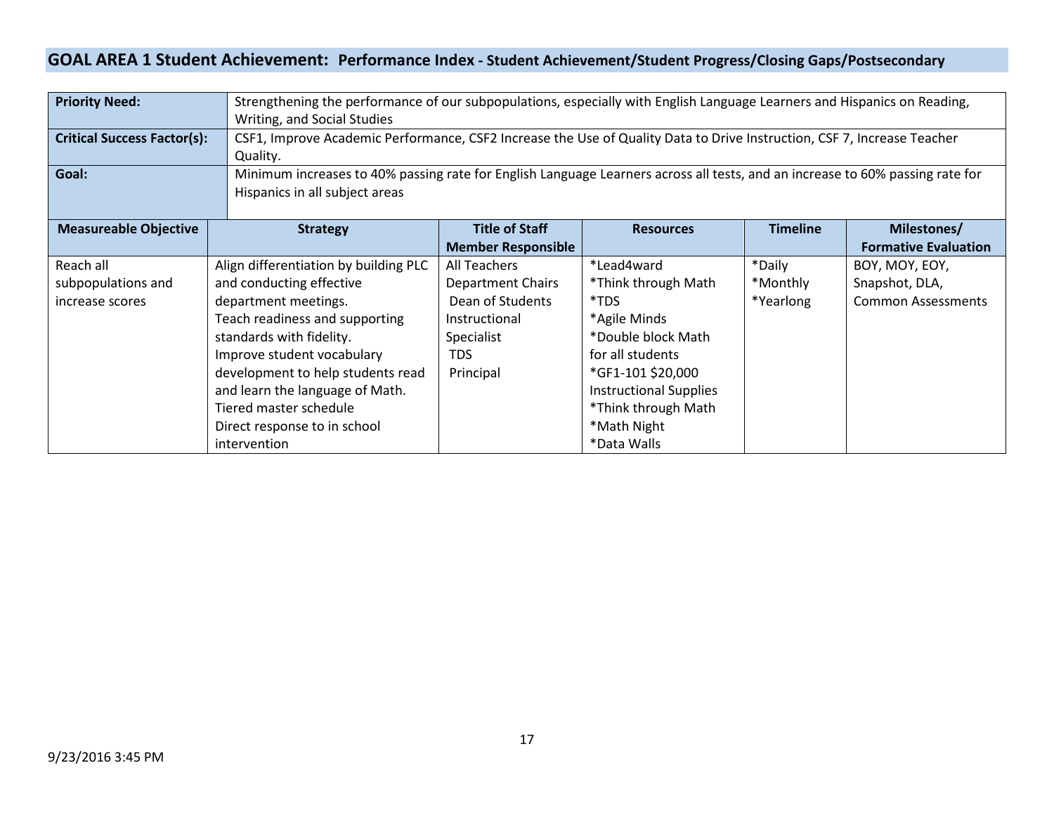## GOAL AREA 1 Student Achievement: Performance Index - Student Achievement/Student Progress/Closing Gaps/Postsecondary

| **Priority Need:** | Strengthening the performance of our subpopulations, especially with English Language Learners and Hispanics on Reading, Writing, and Social Studies |
|---|---|
| **Critical Success Factor(s):** | CSF1, Improve Academic Performance, CSF2 Increase the Use of Quality Data to Drive Instruction, CSF 7, Increase Teacher Quality. |
| **Goal:** | Minimum increases to 40% passing rate for English Language Learners across all tests, and an increase to 60% passing rate for Hispanics in all subject areas |

| Measureable Objective | Strategy | Title of Staff Member Responsible | Resources | Timeline | Milestones/ Formative Evaluation |
|---|---|---|---|---|---|
| Reach all subpopulations and increase scores | Align differentiation by building PLC and conducting effective department meetings.<br>Teach readiness and supporting standards with fidelity.<br>Improve student vocabulary development to help students read and learn the language of Math.<br>Tiered master schedule<br>Direct response to in school intervention | All Teachers<br>Department Chairs<br>Dean of Students<br>Instructional Specialist<br>TDS<br>Principal | *Lead4ward<br>*Think through Math<br>*TDS<br>*Agile Minds<br>*Double block Math for all students<br>*GF1-101 $20,000 Instructional Supplies<br>*Think through Math<br>*Math Night<br>*Data Walls | *Daily<br>*Monthly<br>*Yearlong | BOY, MOY, EOY, Snapshot, DLA, Common Assessments |

9/23/2016 3:45 PM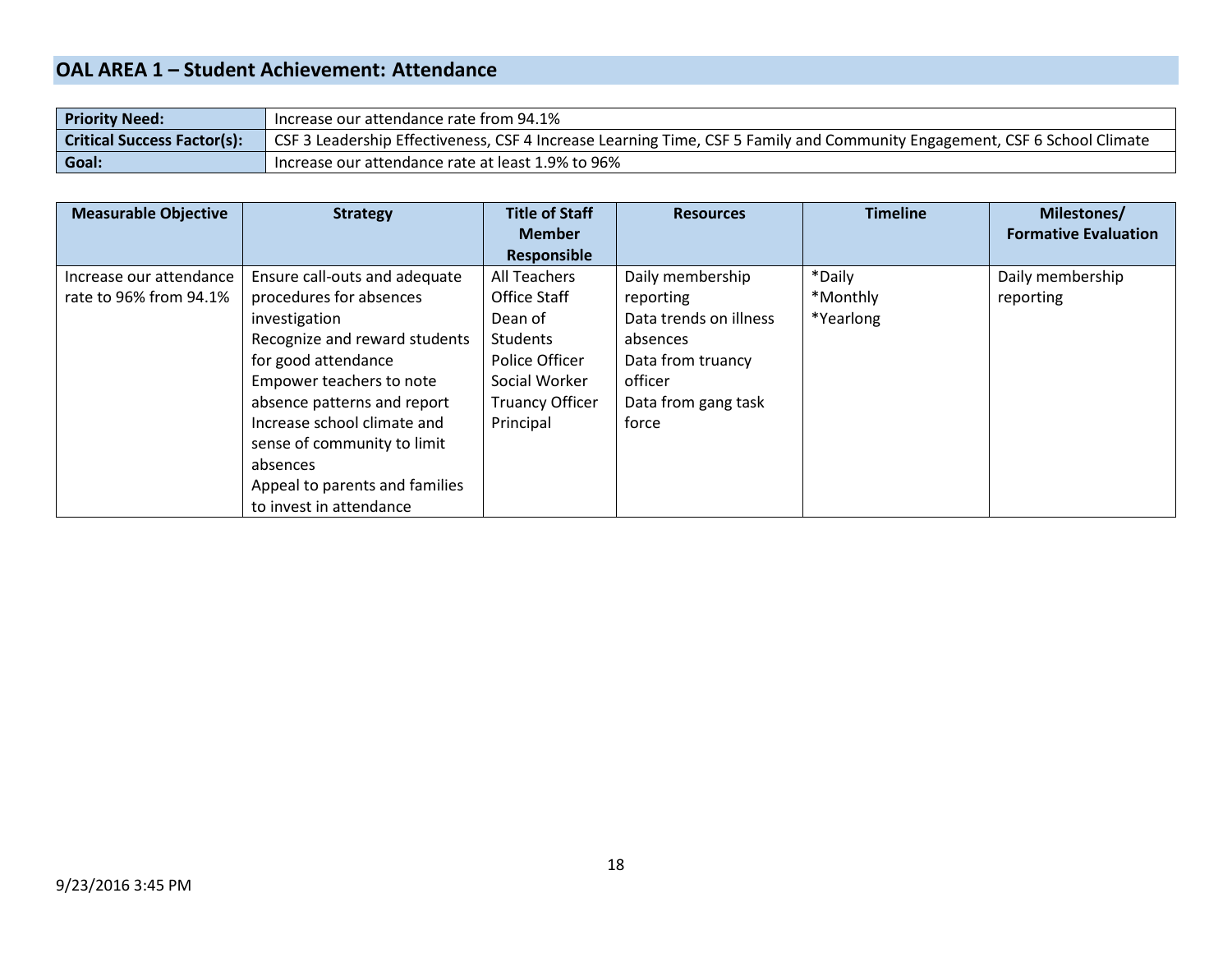## OAL AREA 1 – Student Achievement: Attendance

| | |
|---|---|
| **Priority Need:** | Increase our attendance rate from 94.1% |
| **Critical Success Factor(s):** | CSF 3 Leadership Effectiveness, CSF 4 Increase Learning Time, CSF 5 Family and Community Engagement, CSF 6 School Climate |
| **Goal:** | Increase our attendance rate at least 1.9% to 96% |

| Measurable Objective | Strategy | Title of Staff Member Responsible | Resources | Timeline | Milestones/ Formative Evaluation |
|---|---|---|---|---|---|
| Increase our attendance rate to 96% from 94.1% | Ensure call-outs and adequate procedures for absences investigation<br>Recognize and reward students for good attendance<br>Empower teachers to note absence patterns and report<br>Increase school climate and sense of community to limit absences<br>Appeal to parents and families to invest in attendance | All Teachers<br>Office Staff<br>Dean of Students<br>Police Officer<br>Social Worker<br>Truancy Officer<br>Principal | Daily membership reporting<br>Data trends on illness absences<br>Data from truancy officer<br>Data from gang task force | *Daily<br>*Monthly<br>*Yearlong | Daily membership reporting |

9/23/2016 3:45 PM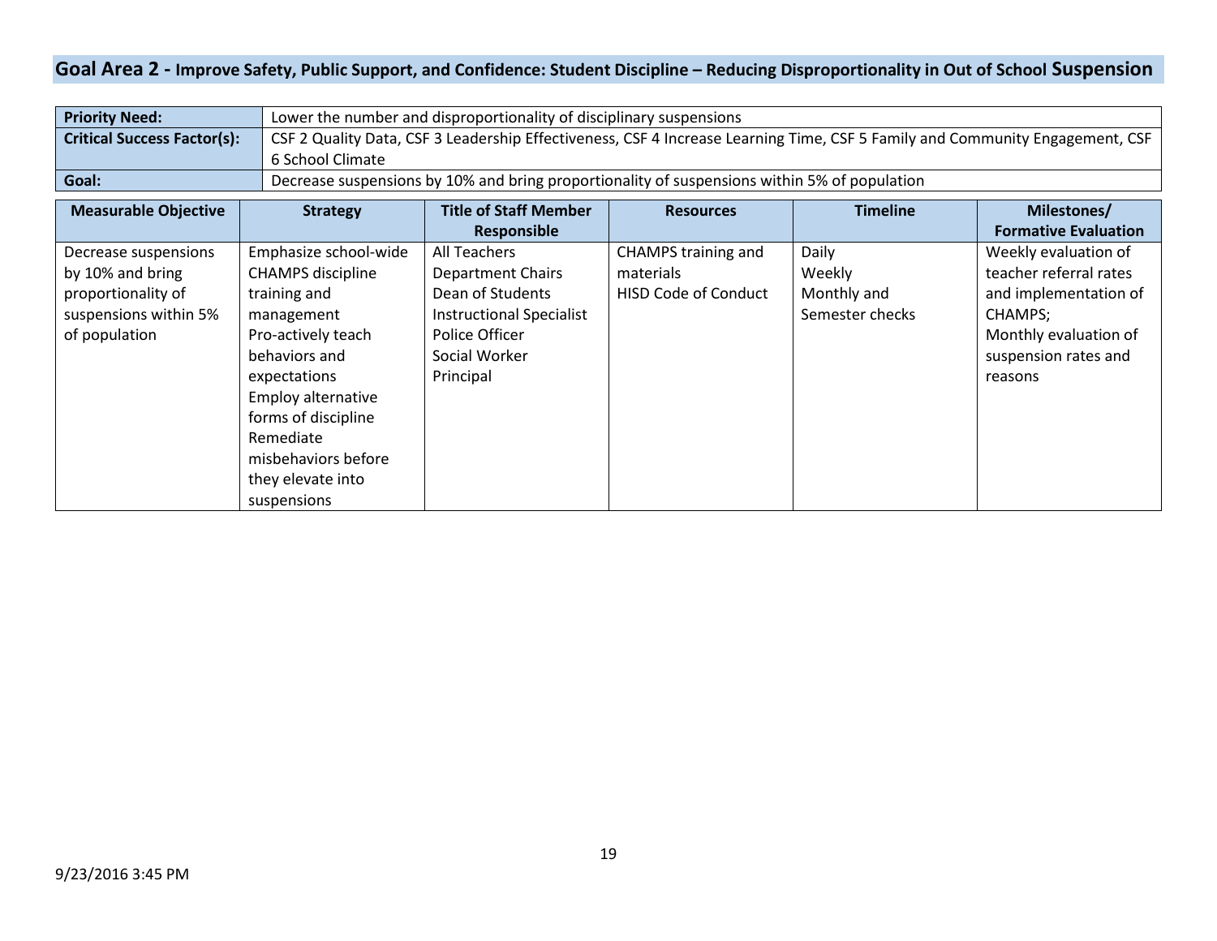## Goal Area 2 - Improve Safety, Public Support, and Confidence: Student Discipline – Reducing Disproportionality in Out of School Suspension

| **Priority Need:** | Lower the number and disproportionality of disciplinary suspensions |
|---|---|
| **Critical Success Factor(s):** | CSF 2 Quality Data, CSF 3 Leadership Effectiveness, CSF 4 Increase Learning Time, CSF 5 Family and Community Engagement, CSF 6 School Climate |
| **Goal:** | Decrease suspensions by 10% and bring proportionality of suspensions within 5% of population |

| Measurable Objective | Strategy | Title of Staff Member Responsible | Resources | Timeline | Milestones/ Formative Evaluation |
|---|---|---|---|---|---|
| Decrease suspensions by 10% and bring proportionality of suspensions within 5% of population | Emphasize school-wide CHAMPS discipline training and management<br>Pro-actively teach behaviors and expectations<br>Employ alternative forms of discipline<br>Remediate misbehaviors before they elevate into suspensions | All Teachers<br>Department Chairs<br>Dean of Students<br>Instructional Specialist<br>Police Officer<br>Social Worker<br>Principal | CHAMPS training and materials<br>HISD Code of Conduct | Daily<br>Weekly<br>Monthly and Semester checks | Weekly evaluation of teacher referral rates and implementation of CHAMPS;<br>Monthly evaluation of suspension rates and reasons |

9/23/2016 3:45 PM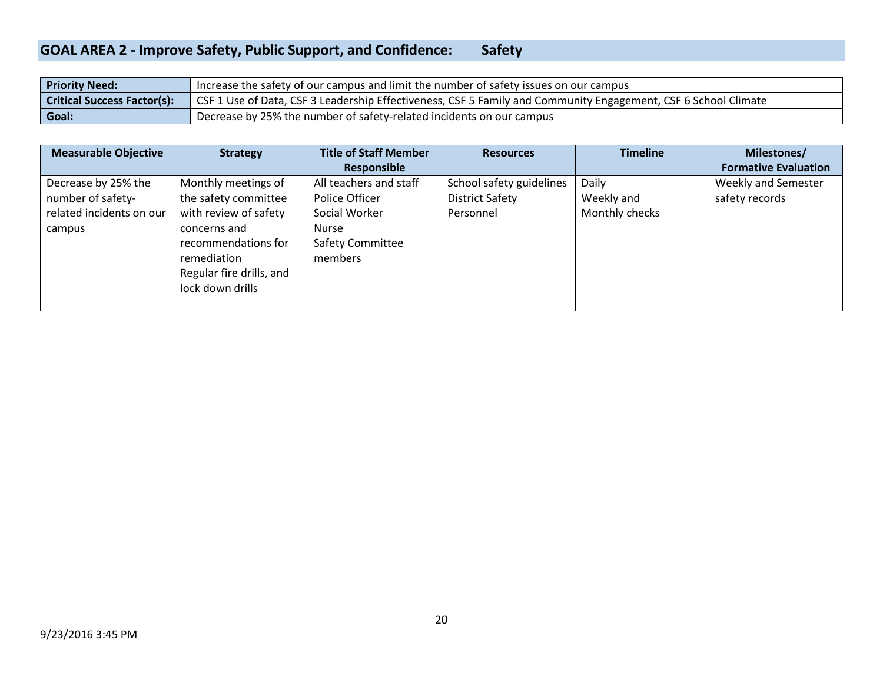## GOAL AREA 2 - Improve Safety, Public Support, and Confidence: Safety

| | |
|---|---|
| **Priority Need:** | Increase the safety of our campus and limit the number of safety issues on our campus |
| **Critical Success Factor(s):** | CSF 1 Use of Data, CSF 3 Leadership Effectiveness, CSF 5 Family and Community Engagement, CSF 6 School Climate |
| **Goal:** | Decrease by 25% the number of safety-related incidents on our campus |

| Measurable Objective | Strategy | Title of Staff Member Responsible | Resources | Timeline | Milestones/ Formative Evaluation |
|---|---|---|---|---|---|
| Decrease by 25% the number of safety-related incidents on our campus | Monthly meetings of the safety committee with review of safety concerns and recommendations for remediation<br>Regular fire drills, and lock down drills | All teachers and staff<br>Police Officer<br>Social Worker<br>Nurse<br>Safety Committee members | School safety guidelines<br>District Safety Personnel | Daily<br>Weekly and Monthly checks | Weekly and Semester safety records |

9/23/2016 3:45 PM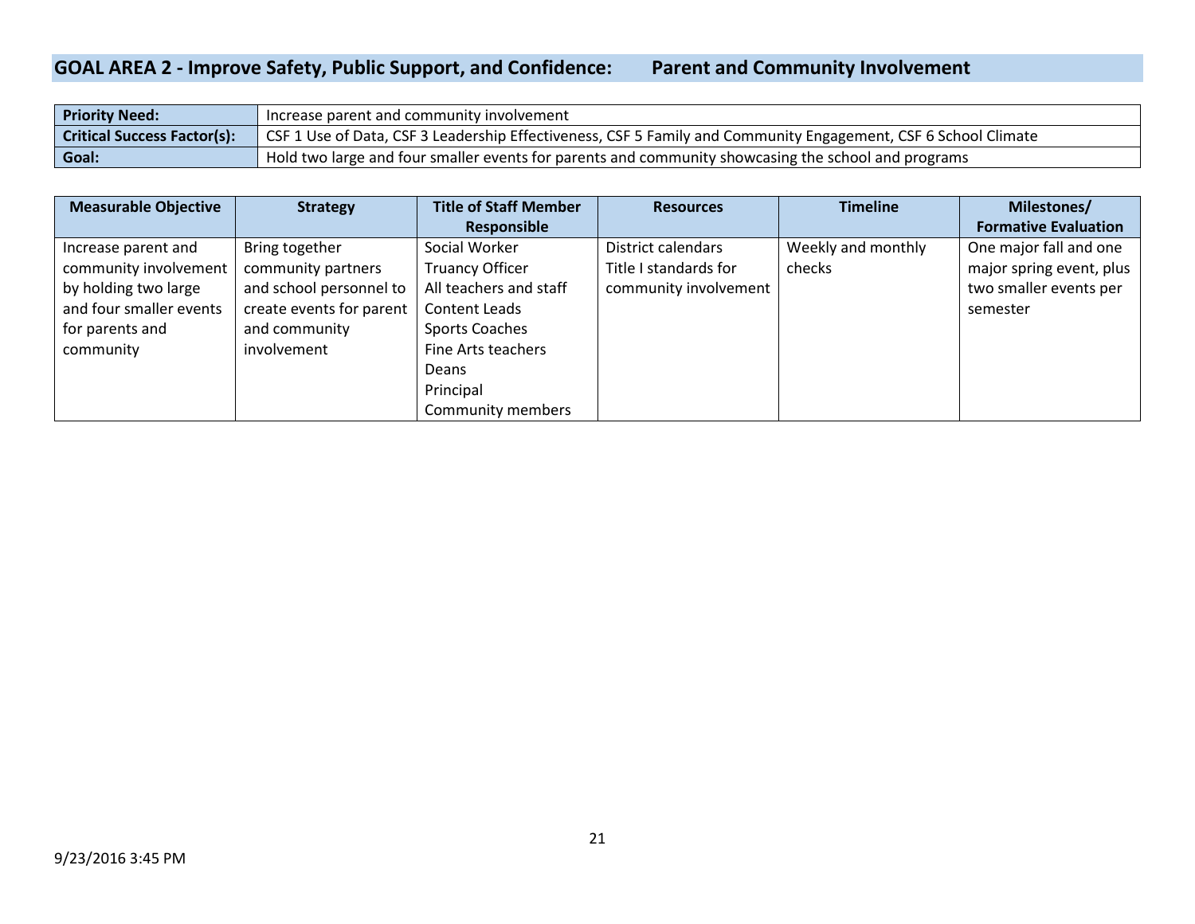## GOAL AREA 2 - Improve Safety, Public Support, and Confidence: Parent and Community Involvement

| | |
|---|---|
| **Priority Need:** | Increase parent and community involvement |
| **Critical Success Factor(s):** | CSF 1 Use of Data, CSF 3 Leadership Effectiveness, CSF 5 Family and Community Engagement, CSF 6 School Climate |
| **Goal:** | Hold two large and four smaller events for parents and community showcasing the school and programs |

| Measurable Objective | Strategy | Title of Staff Member Responsible | Resources | Timeline | Milestones/ Formative Evaluation |
|---|---|---|---|---|---|
| Increase parent and community involvement by holding two large and four smaller events for parents and community | Bring together community partners and school personnel to create events for parent and community involvement | Social Worker<br>Truancy Officer<br>All teachers and staff<br>Content Leads<br>Sports Coaches<br>Fine Arts teachers<br>Deans<br>Principal<br>Community members | District calendars<br>Title I standards for community involvement | Weekly and monthly checks | One major fall and one major spring event, plus two smaller events per semester |

9/23/2016 3:45 PM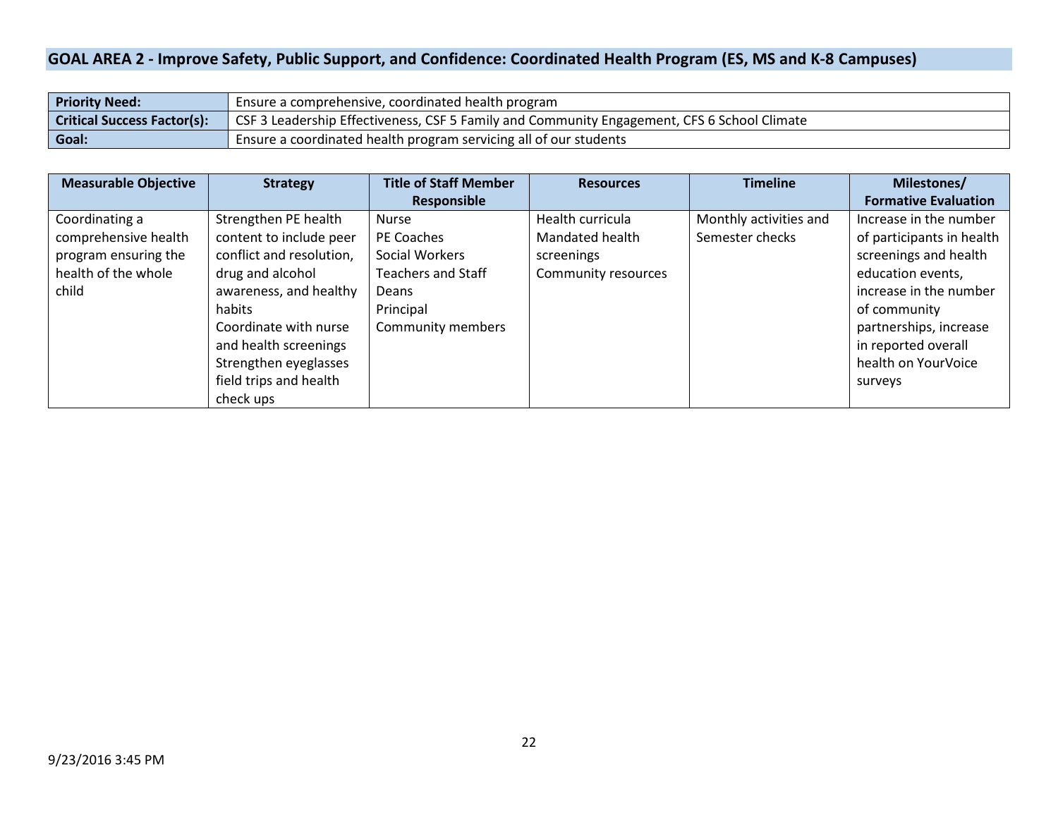## GOAL AREA 2 - Improve Safety, Public Support, and Confidence: Coordinated Health Program (ES, MS and K-8 Campuses)

| **Priority Need:** | Ensure a comprehensive, coordinated health program |
|---|---|
| **Critical Success Factor(s):** | CSF 3 Leadership Effectiveness, CSF 5 Family and Community Engagement, CFS 6 School Climate |
| **Goal:** | Ensure a coordinated health program servicing all of our students |

| Measurable Objective | Strategy | Title of Staff Member Responsible | Resources | Timeline | Milestones/ Formative Evaluation |
|---|---|---|---|---|---|
| Coordinating a comprehensive health program ensuring the health of the whole child | Strengthen PE health content to include peer conflict and resolution, drug and alcohol awareness, and healthy habits<br>Coordinate with nurse and health screenings<br>Strengthen eyeglasses field trips and health check ups | Nurse<br>PE Coaches<br>Social Workers<br>Teachers and Staff<br>Deans<br>Principal<br>Community members | Health curricula<br>Mandated health screenings<br>Community resources | Monthly activities and Semester checks | Increase in the number of participants in health screenings and health education events, increase in the number of community partnerships, increase in reported overall health on YourVoice surveys |

9/23/2016 3:45 PM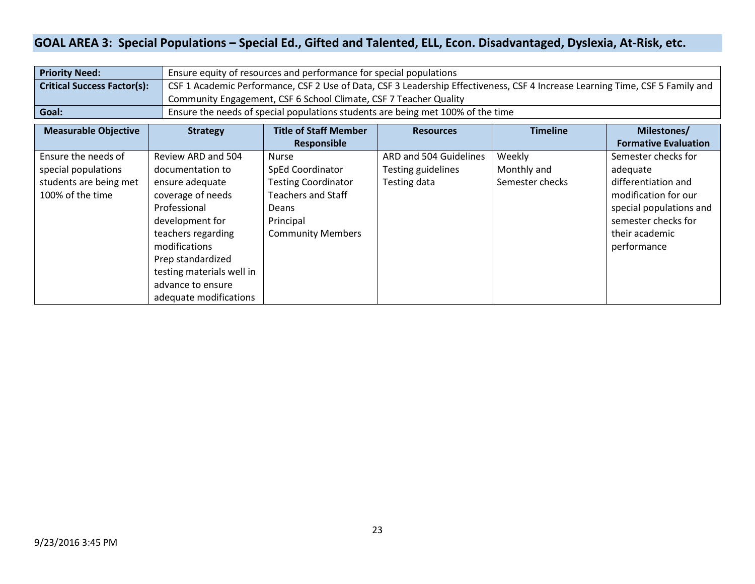## GOAL AREA 3: Special Populations – Special Ed., Gifted and Talented, ELL, Econ. Disadvantaged, Dyslexia, At-Risk, etc.

| | |
|---|---|
| **Priority Need:** | Ensure equity of resources and performance for special populations |
| **Critical Success Factor(s):** | CSF 1 Academic Performance, CSF 2 Use of Data, CSF 3 Leadership Effectiveness, CSF 4 Increase Learning Time, CSF 5 Family and Community Engagement, CSF 6 School Climate, CSF 7 Teacher Quality |
| **Goal:** | Ensure the needs of special populations students are being met 100% of the time |

| Measurable Objective | Strategy | Title of Staff Member Responsible | Resources | Timeline | Milestones/ Formative Evaluation |
|---|---|---|---|---|---|
| Ensure the needs of special populations students are being met 100% of the time | Review ARD and 504 documentation to ensure adequate coverage of needs<br>Professional development for teachers regarding modifications<br>Prep standardized testing materials well in advance to ensure adequate modifications | Nurse<br>SpEd Coordinator<br>Testing Coordinator<br>Teachers and Staff<br>Deans<br>Principal<br>Community Members | ARD and 504 Guidelines<br>Testing guidelines<br>Testing data | Weekly<br>Monthly and<br>Semester checks | Semester checks for adequate differentiation and modification for our special populations and semester checks for their academic performance |

9/23/2016 3:45 PM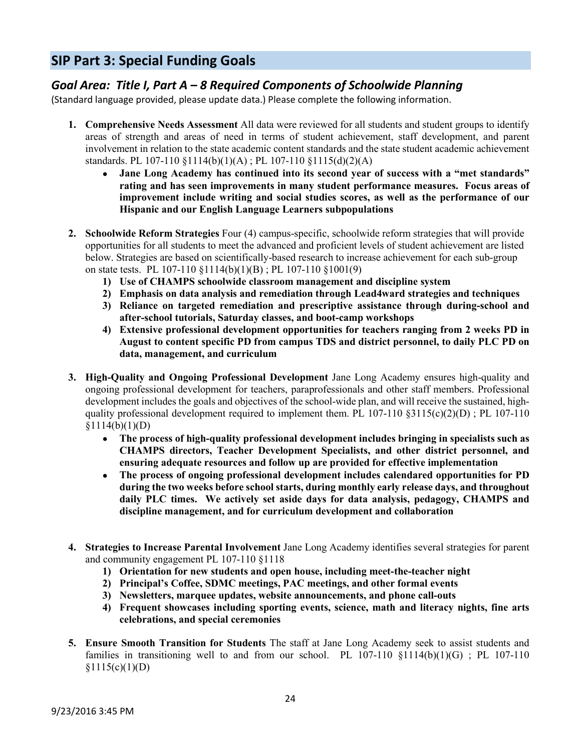## SIP Part 3: Special Funding Goals

### *Goal Area: Title I, Part A – 8 Required Components of Schoolwide Planning*

(Standard language provided, please update data.) Please complete the following information.

1. **Comprehensive Needs Assessment** All data were reviewed for all students and student groups to identify areas of strength and areas of need in terms of student achievement, staff development, and parent involvement in relation to the state academic content standards and the state student academic achievement standards. PL 107-110 §1114(b)(1)(A) ; PL 107-110 §1115(d)(2)(A)
   - **Jane Long Academy has continued into its second year of success with a "met standards" rating and has seen improvements in many student performance measures. Focus areas of improvement include writing and social studies scores, as well as the performance of our Hispanic and our English Language Learners subpopulations**

2. **Schoolwide Reform Strategies** Four (4) campus-specific, schoolwide reform strategies that will provide opportunities for all students to meet the advanced and proficient levels of student achievement are listed below. Strategies are based on scientifically-based research to increase achievement for each sub-group on state tests. PL 107-110 §1114(b)(1)(B) ; PL 107-110 §1001(9)
   1) **Use of CHAMPS schoolwide classroom management and discipline system**
   2) **Emphasis on data analysis and remediation through Lead4ward strategies and techniques**
   3) **Reliance on targeted remediation and prescriptive assistance through during-school and after-school tutorials, Saturday classes, and boot-camp workshops**
   4) **Extensive professional development opportunities for teachers ranging from 2 weeks PD in August to content specific PD from campus TDS and district personnel, to daily PLC PD on data, management, and curriculum**

3. **High-Quality and Ongoing Professional Development** Jane Long Academy ensures high-quality and ongoing professional development for teachers, paraprofessionals and other staff members. Professional development includes the goals and objectives of the school-wide plan, and will receive the sustained, high-quality professional development required to implement them. PL 107-110 §3115(c)(2)(D) ; PL 107-110 §1114(b)(1)(D)
   - **The process of high-quality professional development includes bringing in specialists such as CHAMPS directors, Teacher Development Specialists, and other district personnel, and ensuring adequate resources and follow up are provided for effective implementation**
   - **The process of ongoing professional development includes calendared opportunities for PD during the two weeks before school starts, during monthly early release days, and throughout daily PLC times. We actively set aside days for data analysis, pedagogy, CHAMPS and discipline management, and for curriculum development and collaboration**

4. **Strategies to Increase Parental Involvement** Jane Long Academy identifies several strategies for parent and community engagement PL 107-110 §1118
   1) **Orientation for new students and open house, including meet-the-teacher night**
   2) **Principal's Coffee, SDMC meetings, PAC meetings, and other formal events**
   3) **Newsletters, marquee updates, website announcements, and phone call-outs**
   4) **Frequent showcases including sporting events, science, math and literacy nights, fine arts celebrations, and special ceremonies**

5. **Ensure Smooth Transition for Students** The staff at Jane Long Academy seek to assist students and families in transitioning well to and from our school. PL 107-110 §1114(b)(1)(G) ; PL 107-110 §1115(c)(1)(D)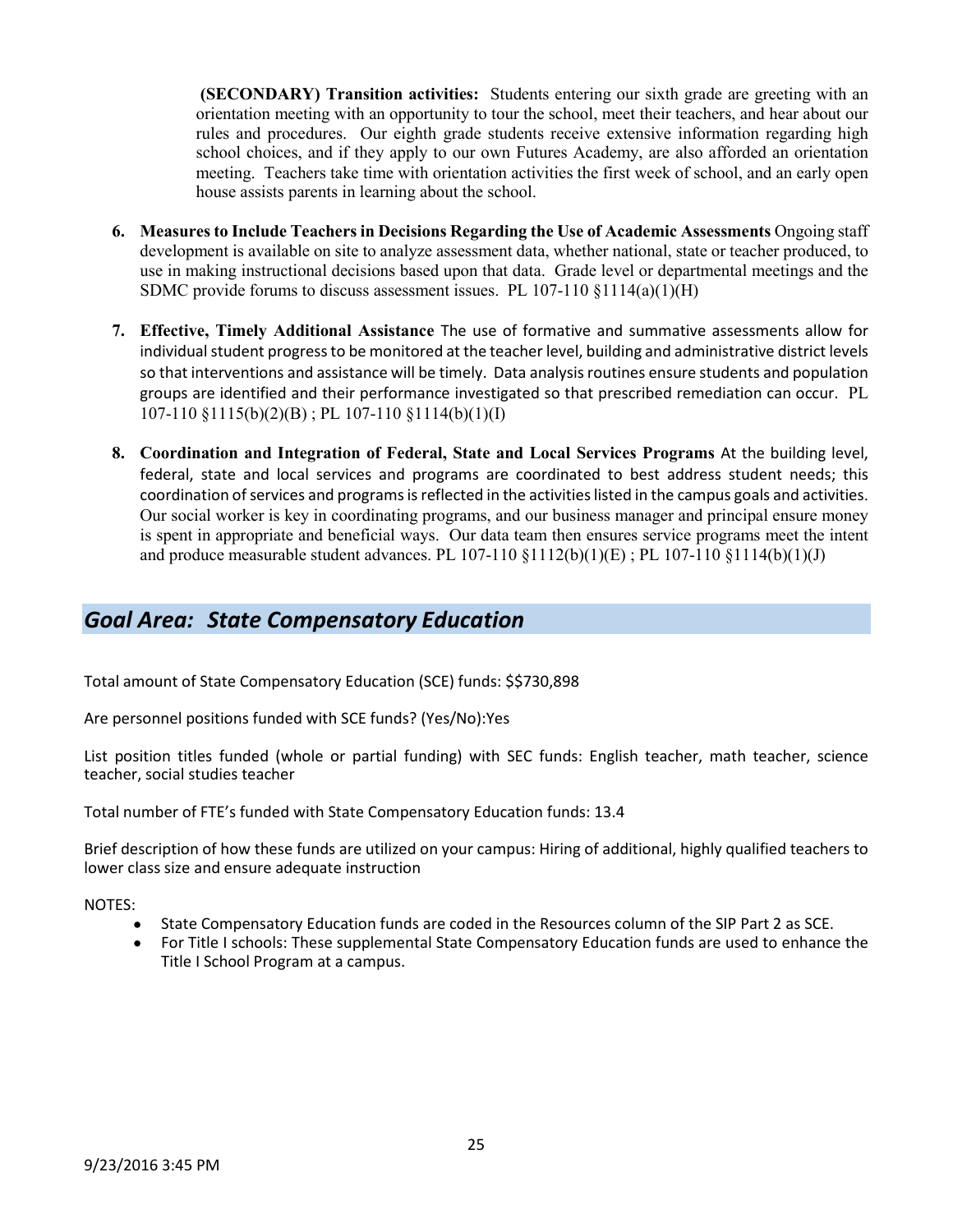**(SECONDARY) Transition activities:** Students entering our sixth grade are greeting with an orientation meeting with an opportunity to tour the school, meet their teachers, and hear about our rules and procedures. Our eighth grade students receive extensive information regarding high school choices, and if they apply to our own Futures Academy, are also afforded an orientation meeting. Teachers take time with orientation activities the first week of school, and an early open house assists parents in learning about the school.

6. **Measures to Include Teachers in Decisions Regarding the Use of Academic Assessments** Ongoing staff development is available on site to analyze assessment data, whether national, state or teacher produced, to use in making instructional decisions based upon that data. Grade level or departmental meetings and the SDMC provide forums to discuss assessment issues. PL 107-110 §1114(a)(1)(H)

7. **Effective, Timely Additional Assistance** The use of formative and summative assessments allow for individual student progress to be monitored at the teacher level, building and administrative district levels so that interventions and assistance will be timely. Data analysis routines ensure students and population groups are identified and their performance investigated so that prescribed remediation can occur. PL 107-110 §1115(b)(2)(B) ; PL 107-110 §1114(b)(1)(I)

8. **Coordination and Integration of Federal, State and Local Services Programs** At the building level, federal, state and local services and programs are coordinated to best address student needs; this coordination of services and programs is reflected in the activities listed in the campus goals and activities. Our social worker is key in coordinating programs, and our business manager and principal ensure money is spent in appropriate and beneficial ways. Our data team then ensures service programs meet the intent and produce measurable student advances. PL 107-110 §1112(b)(1)(E) ; PL 107-110 §1114(b)(1)(J)

## *Goal Area: State Compensatory Education*

Total amount of State Compensatory Education (SCE) funds: $$730,898

Are personnel positions funded with SCE funds? (Yes/No):Yes

List position titles funded (whole or partial funding) with SEC funds: English teacher, math teacher, science teacher, social studies teacher

Total number of FTE's funded with State Compensatory Education funds: 13.4

Brief description of how these funds are utilized on your campus: Hiring of additional, highly qualified teachers to lower class size and ensure adequate instruction

NOTES:

- State Compensatory Education funds are coded in the Resources column of the SIP Part 2 as SCE.
- For Title I schools: These supplemental State Compensatory Education funds are used to enhance the Title I School Program at a campus.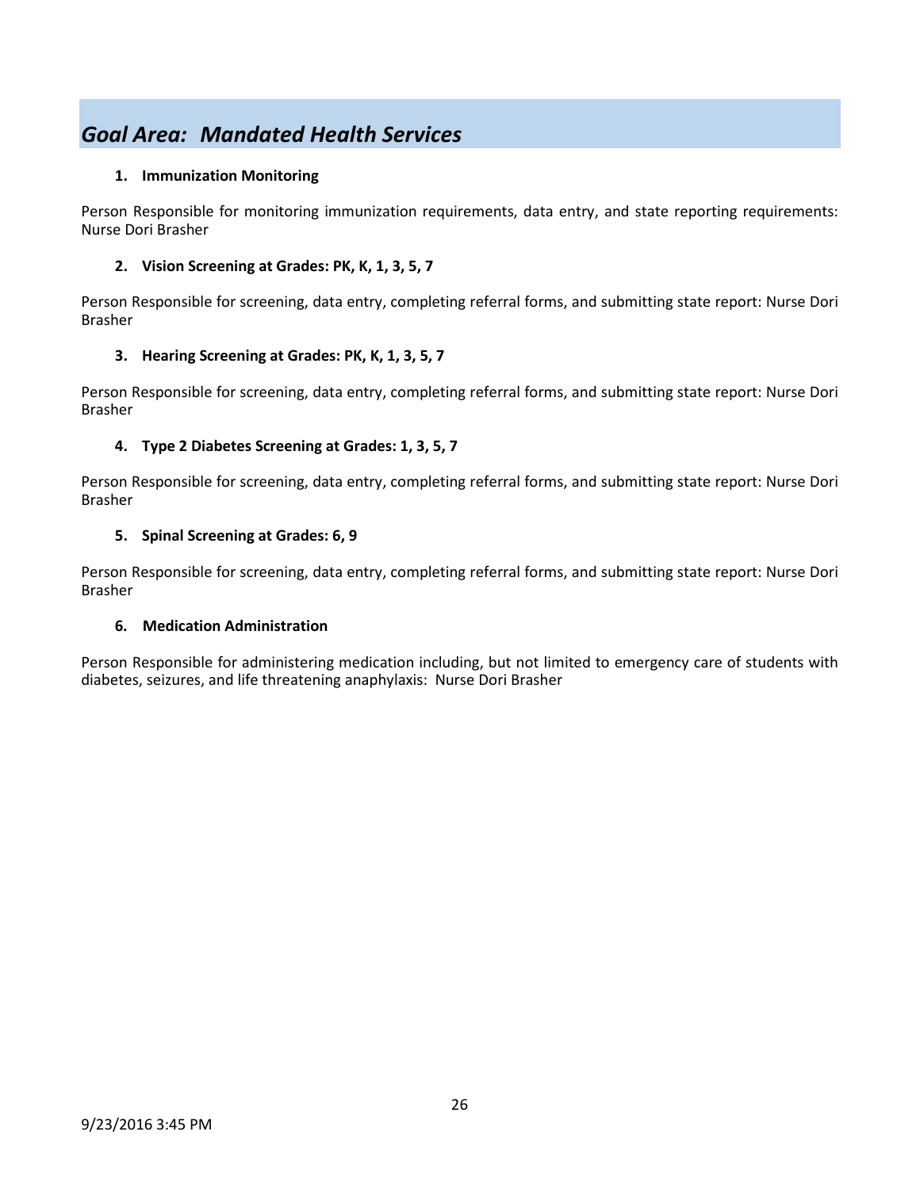## *Goal Area: Mandated Health Services*

### 1. Immunization Monitoring

Person Responsible for monitoring immunization requirements, data entry, and state reporting requirements: Nurse Dori Brasher

### 2. Vision Screening at Grades: PK, K, 1, 3, 5, 7

Person Responsible for screening, data entry, completing referral forms, and submitting state report: Nurse Dori Brasher

### 3. Hearing Screening at Grades: PK, K, 1, 3, 5, 7

Person Responsible for screening, data entry, completing referral forms, and submitting state report: Nurse Dori Brasher

### 4. Type 2 Diabetes Screening at Grades: 1, 3, 5, 7

Person Responsible for screening, data entry, completing referral forms, and submitting state report: Nurse Dori Brasher

### 5. Spinal Screening at Grades: 6, 9

Person Responsible for screening, data entry, completing referral forms, and submitting state report: Nurse Dori Brasher

### 6. Medication Administration

Person Responsible for administering medication including, but not limited to emergency care of students with diabetes, seizures, and life threatening anaphylaxis: Nurse Dori Brasher

9/23/2016 3:45 PM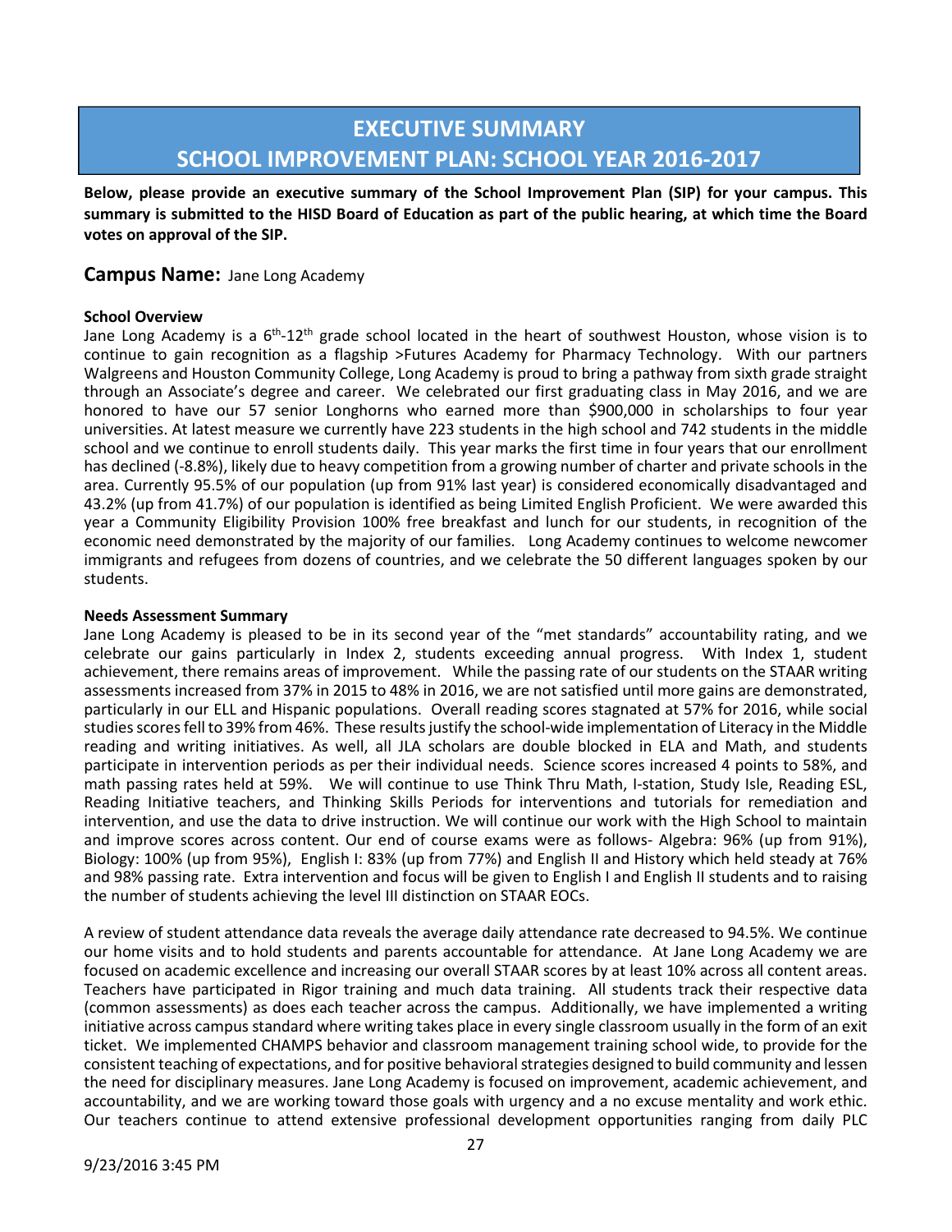# EXECUTIVE SUMMARY
# SCHOOL IMPROVEMENT PLAN: SCHOOL YEAR 2016-2017

**Below, please provide an executive summary of the School Improvement Plan (SIP) for your campus. This summary is submitted to the HISD Board of Education as part of the public hearing, at which time the Board votes on approval of the SIP.**

## Campus Name: Jane Long Academy

**School Overview**

Jane Long Academy is a 6th-12th grade school located in the heart of southwest Houston, whose vision is to continue to gain recognition as a flagship >Futures Academy for Pharmacy Technology. With our partners Walgreens and Houston Community College, Long Academy is proud to bring a pathway from sixth grade straight through an Associate's degree and career. We celebrated our first graduating class in May 2016, and we are honored to have our 57 senior Longhorns who earned more than $900,000 in scholarships to four year universities. At latest measure we currently have 223 students in the high school and 742 students in the middle school and we continue to enroll students daily. This year marks the first time in four years that our enrollment has declined (-8.8%), likely due to heavy competition from a growing number of charter and private schools in the area. Currently 95.5% of our population (up from 91% last year) is considered economically disadvantaged and 43.2% (up from 41.7%) of our population is identified as being Limited English Proficient. We were awarded this year a Community Eligibility Provision 100% free breakfast and lunch for our students, in recognition of the economic need demonstrated by the majority of our families. Long Academy continues to welcome newcomer immigrants and refugees from dozens of countries, and we celebrate the 50 different languages spoken by our students.

**Needs Assessment Summary**

Jane Long Academy is pleased to be in its second year of the "met standards" accountability rating, and we celebrate our gains particularly in Index 2, students exceeding annual progress. With Index 1, student achievement, there remains areas of improvement. While the passing rate of our students on the STAAR writing assessments increased from 37% in 2015 to 48% in 2016, we are not satisfied until more gains are demonstrated, particularly in our ELL and Hispanic populations. Overall reading scores stagnated at 57% for 2016, while social studies scores fell to 39% from 46%. These results justify the school-wide implementation of Literacy in the Middle reading and writing initiatives. As well, all JLA scholars are double blocked in ELA and Math, and students participate in intervention periods as per their individual needs. Science scores increased 4 points to 58%, and math passing rates held at 59%. We will continue to use Think Thru Math, I-station, Study Isle, Reading ESL, Reading Initiative teachers, and Thinking Skills Periods for interventions and tutorials for remediation and intervention, and use the data to drive instruction. We will continue our work with the High School to maintain and improve scores across content. Our end of course exams were as follows- Algebra: 96% (up from 91%), Biology: 100% (up from 95%), English I: 83% (up from 77%) and English II and History which held steady at 76% and 98% passing rate. Extra intervention and focus will be given to English I and English II students and to raising the number of students achieving the level III distinction on STAAR EOCs.

A review of student attendance data reveals the average daily attendance rate decreased to 94.5%. We continue our home visits and to hold students and parents accountable for attendance. At Jane Long Academy we are focused on academic excellence and increasing our overall STAAR scores by at least 10% across all content areas. Teachers have participated in Rigor training and much data training. All students track their respective data (common assessments) as does each teacher across the campus. Additionally, we have implemented a writing initiative across campus standard where writing takes place in every single classroom usually in the form of an exit ticket. We implemented CHAMPS behavior and classroom management training school wide, to provide for the consistent teaching of expectations, and for positive behavioral strategies designed to build community and lessen the need for disciplinary measures. Jane Long Academy is focused on improvement, academic achievement, and accountability, and we are working toward those goals with urgency and a no excuse mentality and work ethic. Our teachers continue to attend extensive professional development opportunities ranging from daily PLC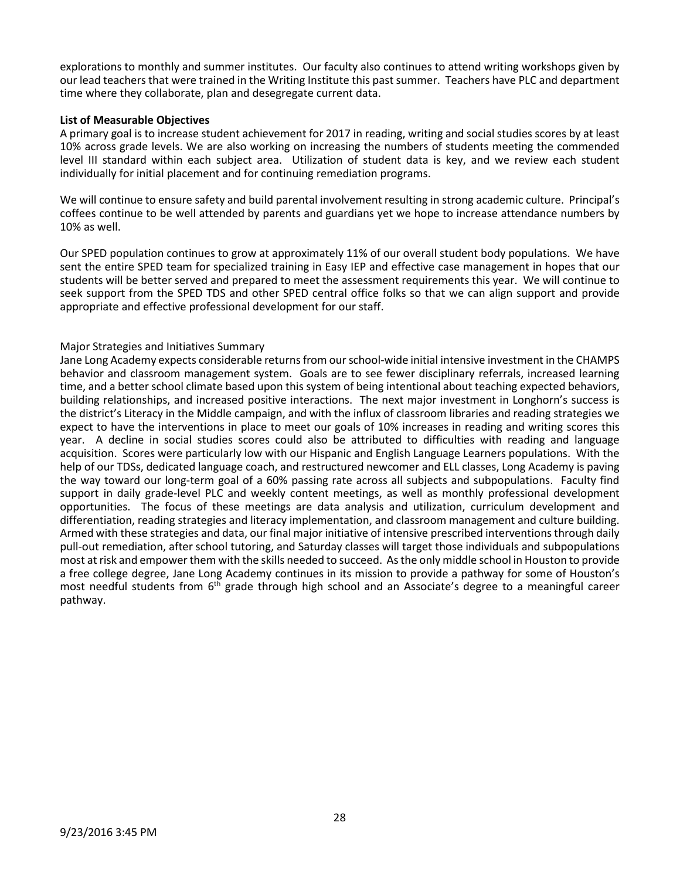explorations to monthly and summer institutes. Our faculty also continues to attend writing workshops given by our lead teachers that were trained in the Writing Institute this past summer. Teachers have PLC and department time where they collaborate, plan and desegregate current data.

**List of Measurable Objectives**

A primary goal is to increase student achievement for 2017 in reading, writing and social studies scores by at least 10% across grade levels. We are also working on increasing the numbers of students meeting the commended level III standard within each subject area. Utilization of student data is key, and we review each student individually for initial placement and for continuing remediation programs.

We will continue to ensure safety and build parental involvement resulting in strong academic culture. Principal's coffees continue to be well attended by parents and guardians yet we hope to increase attendance numbers by 10% as well.

Our SPED population continues to grow at approximately 11% of our overall student body populations. We have sent the entire SPED team for specialized training in Easy IEP and effective case management in hopes that our students will be better served and prepared to meet the assessment requirements this year. We will continue to seek support from the SPED TDS and other SPED central office folks so that we can align support and provide appropriate and effective professional development for our staff.

Major Strategies and Initiatives Summary

Jane Long Academy expects considerable returns from our school-wide initial intensive investment in the CHAMPS behavior and classroom management system. Goals are to see fewer disciplinary referrals, increased learning time, and a better school climate based upon this system of being intentional about teaching expected behaviors, building relationships, and increased positive interactions. The next major investment in Longhorn's success is the district's Literacy in the Middle campaign, and with the influx of classroom libraries and reading strategies we expect to have the interventions in place to meet our goals of 10% increases in reading and writing scores this year. A decline in social studies scores could also be attributed to difficulties with reading and language acquisition. Scores were particularly low with our Hispanic and English Language Learners populations. With the help of our TDSs, dedicated language coach, and restructured newcomer and ELL classes, Long Academy is paving the way toward our long-term goal of a 60% passing rate across all subjects and subpopulations. Faculty find support in daily grade-level PLC and weekly content meetings, as well as monthly professional development opportunities. The focus of these meetings are data analysis and utilization, curriculum development and differentiation, reading strategies and literacy implementation, and classroom management and culture building. Armed with these strategies and data, our final major initiative of intensive prescribed interventions through daily pull-out remediation, after school tutoring, and Saturday classes will target those individuals and subpopulations most at risk and empower them with the skills needed to succeed. As the only middle school in Houston to provide a free college degree, Jane Long Academy continues in its mission to provide a pathway for some of Houston's most needful students from 6th grade through high school and an Associate's degree to a meaningful career pathway.